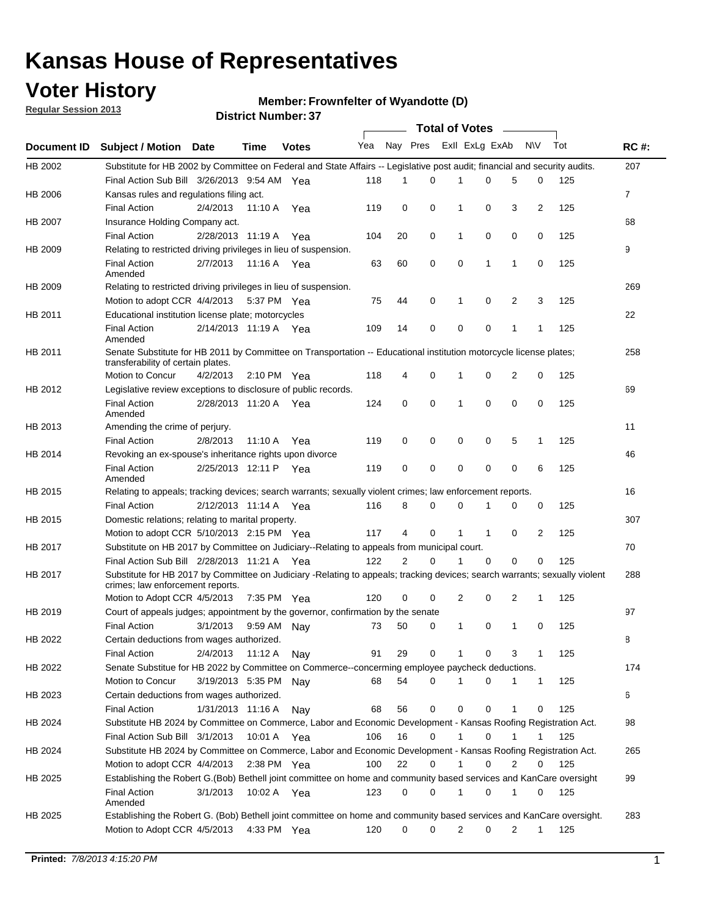# Kansas House of Representatives

## Voter History

**Regular Session 2013**

**Member: Frownfelter of Wyandotte (D)**

**District Number: 37**

| Document ID | Subject / Motion | Date | Time | Votes | Yea | Nay | Pres | ExII | ExLg | ExAb | N\V | Tot | RC #: |
|---|---|---|---|---|---|---|---|---|---|---|---|---|---|
| HB 2002 | Substitute for HB 2002 by Committee on Federal and State Affairs -- Legislative post audit; financial and security audits. | | | | | | | | | | | | 207 |
| | Final Action Sub Bill | 3/26/2013 | 9:54 AM | Yea | 118 | 1 | 0 | 1 | 0 | 5 | 0 | 125 | |
| HB 2006 | Kansas rules and regulations filing act. | | | | | | | | | | | | 7 |
| | Final Action | 2/4/2013 | 11:10 A | Yea | 119 | 0 | 0 | 1 | 0 | 3 | 2 | 125 | |
| HB 2007 | Insurance Holding Company act. | | | | | | | | | | | | 68 |
| | Final Action | 2/28/2013 | 11:19 A | Yea | 104 | 20 | 0 | 1 | 0 | 0 | 0 | 125 | |
| HB 2009 | Relating to restricted driving privileges in lieu of suspension. | | | | | | | | | | | | 9 |
| | Final Action Amended | 2/7/2013 | 11:16 A | Yea | 63 | 60 | 0 | 0 | 1 | 1 | 0 | 125 | |
| HB 2009 | Relating to restricted driving privileges in lieu of suspension. | | | | | | | | | | | | 269 |
| | Motion to adopt CCR | 4/4/2013 | 5:37 PM | Yea | 75 | 44 | 0 | 1 | 0 | 2 | 3 | 125 | |
| HB 2011 | Educational institution license plate; motorcycles | | | | | | | | | | | | 22 |
| | Final Action Amended | 2/14/2013 | 11:19 A | Yea | 109 | 14 | 0 | 0 | 0 | 1 | 1 | 125 | |
| HB 2011 | Senate Substitute for HB 2011 by Committee on Transportation -- Educational institution motorcycle license plates; transferability of certain plates. | | | | | | | | | | | | 258 |
| | Motion to Concur | 4/2/2013 | 2:10 PM | Yea | 118 | 4 | 0 | 1 | 0 | 2 | 0 | 125 | |
| HB 2012 | Legislative review exceptions to disclosure of public records. | | | | | | | | | | | | 69 |
| | Final Action Amended | 2/28/2013 | 11:20 A | Yea | 124 | 0 | 0 | 1 | 0 | 0 | 0 | 125 | |
| HB 2013 | Amending the crime of perjury. | | | | | | | | | | | | 11 |
| | Final Action | 2/8/2013 | 11:10 A | Yea | 119 | 0 | 0 | 0 | 0 | 5 | 1 | 125 | |
| HB 2014 | Revoking an ex-spouse's inheritance rights upon divorce | | | | | | | | | | | | 46 |
| | Final Action Amended | 2/25/2013 | 12:11 P | Yea | 119 | 0 | 0 | 0 | 0 | 0 | 6 | 125 | |
| HB 2015 | Relating to appeals; tracking devices; search warrants; sexually violent crimes; law enforcement reports. | | | | | | | | | | | | 16 |
| | Final Action | 2/12/2013 | 11:14 A | Yea | 116 | 8 | 0 | 0 | 1 | 0 | 0 | 125 | |
| HB 2015 | Domestic relations; relating to marital property. | | | | | | | | | | | | 307 |
| | Motion to adopt CCR | 5/10/2013 | 2:15 PM | Yea | 117 | 4 | 0 | 1 | 1 | 0 | 2 | 125 | |
| HB 2017 | Substitute on HB 2017 by Committee on Judiciary--Relating to appeals from municipal court. | | | | | | | | | | | | 70 |
| | Final Action Sub Bill | 2/28/2013 | 11:21 A | Yea | 122 | 2 | 0 | 1 | 0 | 0 | 0 | 125 | |
| HB 2017 | Substitute for HB 2017 by Committee on Judiciary -Relating to appeals; tracking devices; search warrants; sexually violent crimes; law enforcement reports. | | | | | | | | | | | | 288 |
| | Motion to Adopt CCR | 4/5/2013 | 7:35 PM | Yea | 120 | 0 | 0 | 2 | 0 | 2 | 1 | 125 | |
| HB 2019 | Court of appeals judges; appointment by the governor, confirmation by the senate | | | | | | | | | | | | 97 |
| | Final Action | 3/1/2013 | 9:59 AM | Nay | 73 | 50 | 0 | 1 | 0 | 1 | 0 | 125 | |
| HB 2022 | Certain deductions from wages authorized. | | | | | | | | | | | | 8 |
| | Final Action | 2/4/2013 | 11:12 A | Nay | 91 | 29 | 0 | 1 | 0 | 3 | 1 | 125 | |
| HB 2022 | Senate Substitue for HB 2022 by Committee on Commerce--concerning employee paycheck deductions. | | | | | | | | | | | | 174 |
| | Motion to Concur | 3/19/2013 | 5:35 PM | Nay | 68 | 54 | 0 | 1 | 0 | 1 | 1 | 125 | |
| HB 2023 | Certain deductions from wages authorized. | | | | | | | | | | | | 6 |
| | Final Action | 1/31/2013 | 11:16 A | Nay | 68 | 56 | 0 | 0 | 0 | 1 | 0 | 125 | |
| HB 2024 | Substitute HB 2024 by Committee on Commerce, Labor and Economic Development - Kansas Roofing Registration Act. | | | | | | | | | | | | 98 |
| | Final Action Sub Bill | 3/1/2013 | 10:01 A | Yea | 106 | 16 | 0 | 1 | 0 | 1 | 1 | 125 | |
| HB 2024 | Substitute HB 2024 by Committee on Commerce, Labor and Economic Development - Kansas Roofing Registration Act. | | | | | | | | | | | | 265 |
| | Motion to adopt CCR | 4/4/2013 | 2:38 PM | Yea | 100 | 22 | 0 | 1 | 0 | 2 | 0 | 125 | |
| HB 2025 | Establishing the Robert G.(Bob) Bethell joint committee on home and community based services and KanCare oversight | | | | | | | | | | | | 99 |
| | Final Action Amended | 3/1/2013 | 10:02 A | Yea | 123 | 0 | 0 | 1 | 0 | 1 | 0 | 125 | |
| HB 2025 | Establishing the Robert G. (Bob) Bethell joint committee on home and community based services and KanCare oversight. | | | | | | | | | | | | 283 |
| | Motion to Adopt CCR | 4/5/2013 | 4:33 PM | Yea | 120 | 0 | 0 | 2 | 0 | 2 | 1 | 125 | |

**Printed:** *7/8/2013 4:15:20 PM*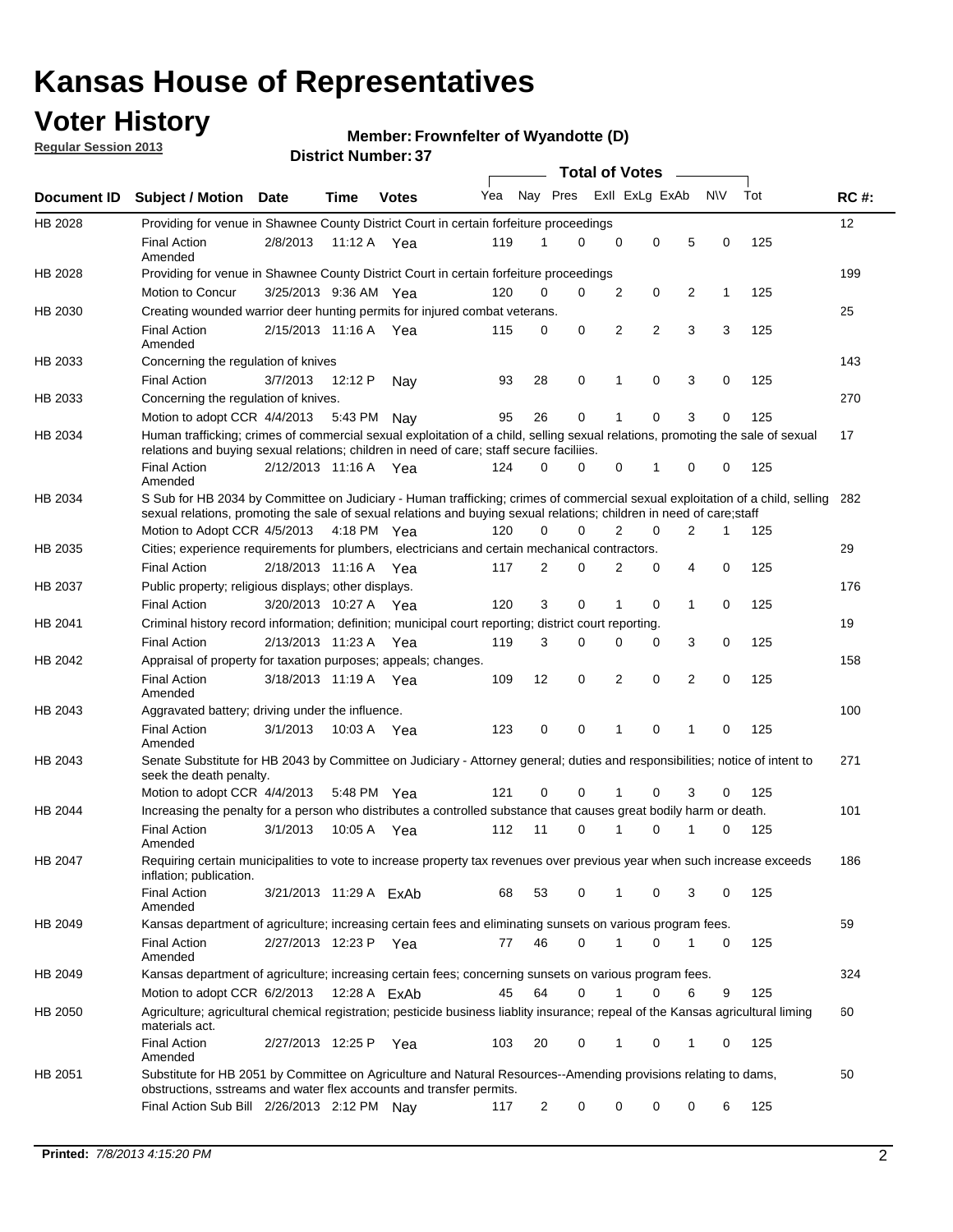# Kansas House of Representatives

## Voter History

**Regular Session 2013**

**Member: Frownfelter of Wyandotte (D)**

**District Number: 37**

| Document ID | Subject / Motion | Date | Time | Votes | Yea | Nay | Pres | ExII | ExLg | ExAb | N\V | Tot | RC #: |
|---|---|---|---|---|---|---|---|---|---|---|---|---|---|
| HB 2028 | Providing for venue in Shawnee County District Court in certain forfeiture proceedings | | | | | | | | | | | | 12 |
| | Final Action Amended | 2/8/2013 | 11:12 A | Yea | 119 | 1 | 0 | 0 | 0 | 5 | 0 | 125 | |
| HB 2028 | Providing for venue in Shawnee County District Court in certain forfeiture proceedings | | | | | | | | | | | | 199 |
| | Motion to Concur | 3/25/2013 | 9:36 AM | Yea | 120 | 0 | 0 | 2 | 0 | 2 | 1 | 125 | |
| HB 2030 | Creating wounded warrior deer hunting permits for injured combat veterans. | | | | | | | | | | | | 25 |
| | Final Action Amended | 2/15/2013 | 11:16 A | Yea | 115 | 0 | 0 | 2 | 2 | 3 | 3 | 125 | |
| HB 2033 | Concerning the regulation of knives | | | | | | | | | | | | 143 |
| | Final Action | 3/7/2013 | 12:12 P | Nay | 93 | 28 | 0 | 1 | 0 | 3 | 0 | 125 | |
| HB 2033 | Concerning the regulation of knives. | | | | | | | | | | | | 270 |
| | Motion to adopt CCR | 4/4/2013 | 5:43 PM | Nay | 95 | 26 | 0 | 1 | 0 | 3 | 0 | 125 | |
| HB 2034 | Human trafficking; crimes of commercial sexual exploitation of a child, selling sexual relations, promoting the sale of sexual relations and buying sexual relations; children in need of care; staff secure faciliies. | | | | | | | | | | | | 17 |
| | Final Action Amended | 2/12/2013 | 11:16 A | Yea | 124 | 0 | 0 | 0 | 1 | 0 | 0 | 125 | |
| HB 2034 | S Sub for HB 2034 by Committee on Judiciary - Human trafficking; crimes of commercial sexual exploitation of a child, selling sexual relations, promoting the sale of sexual relations and buying sexual relations; children in need of care;staff | | | | | | | | | | | | 282 |
| | Motion to Adopt CCR | 4/5/2013 | 4:18 PM | Yea | 120 | 0 | 0 | 2 | 0 | 2 | 1 | 125 | |
| HB 2035 | Cities; experience requirements for plumbers, electricians and certain mechanical contractors. | | | | | | | | | | | | 29 |
| | Final Action | 2/18/2013 | 11:16 A | Yea | 117 | 2 | 0 | 2 | 0 | 4 | 0 | 125 | |
| HB 2037 | Public property; religious displays; other displays. | | | | | | | | | | | | 176 |
| | Final Action | 3/20/2013 | 10:27 A | Yea | 120 | 3 | 0 | 1 | 0 | 1 | 0 | 125 | |
| HB 2041 | Criminal history record information; definition; municipal court reporting; district court reporting. | | | | | | | | | | | | 19 |
| | Final Action | 2/13/2013 | 11:23 A | Yea | 119 | 3 | 0 | 0 | 0 | 3 | 0 | 125 | |
| HB 2042 | Appraisal of property for taxation purposes; appeals; changes. | | | | | | | | | | | | 158 |
| | Final Action Amended | 3/18/2013 | 11:19 A | Yea | 109 | 12 | 0 | 2 | 0 | 2 | 0 | 125 | |
| HB 2043 | Aggravated battery; driving under the influence. | | | | | | | | | | | | 100 |
| | Final Action Amended | 3/1/2013 | 10:03 A | Yea | 123 | 0 | 0 | 1 | 0 | 1 | 0 | 125 | |
| HB 2043 | Senate Substitute for HB 2043 by Committee on Judiciary - Attorney general; duties and responsibilities; notice of intent to seek the death penalty. | | | | | | | | | | | | 271 |
| | Motion to adopt CCR | 4/4/2013 | 5:48 PM | Yea | 121 | 0 | 0 | 1 | 0 | 3 | 0 | 125 | |
| HB 2044 | Increasing the penalty for a person who distributes a controlled substance that causes great bodily harm or death. | | | | | | | | | | | | 101 |
| | Final Action Amended | 3/1/2013 | 10:05 A | Yea | 112 | 11 | 0 | 1 | 0 | 1 | 0 | 125 | |
| HB 2047 | Requiring certain municipalities to vote to increase property tax revenues over previous year when such increase exceeds inflation; publication. | | | | | | | | | | | | 186 |
| | Final Action Amended | 3/21/2013 | 11:29 A | ExAb | 68 | 53 | 0 | 1 | 0 | 3 | 0 | 125 | |
| HB 2049 | Kansas department of agriculture; increasing certain fees and eliminating sunsets on various program fees. | | | | | | | | | | | | 59 |
| | Final Action Amended | 2/27/2013 | 12:23 P | Yea | 77 | 46 | 0 | 1 | 0 | 1 | 0 | 125 | |
| HB 2049 | Kansas department of agriculture; increasing certain fees; concerning sunsets on various program fees. | | | | | | | | | | | | 324 |
| | Motion to adopt CCR | 6/2/2013 | 12:28 A | ExAb | 45 | 64 | 0 | 1 | 0 | 6 | 9 | 125 | |
| HB 2050 | Agriculture; agricultural chemical registration; pesticide business liablity insurance; repeal of the Kansas agricultural liming materials act. | | | | | | | | | | | | 60 |
| | Final Action Amended | 2/27/2013 | 12:25 P | Yea | 103 | 20 | 0 | 1 | 0 | 1 | 0 | 125 | |
| HB 2051 | Substitute for HB 2051 by Committee on Agriculture and Natural Resources--Amending provisions relating to dams, obstructions, sstreams and water flex accounts and transfer permits. | | | | | | | | | | | | 50 |
| | Final Action Sub Bill | 2/26/2013 | 2:12 PM | Nay | 117 | 2 | 0 | 0 | 0 | 0 | 6 | 125 | |

**Printed:** *7/8/2013 4:15:20 PM*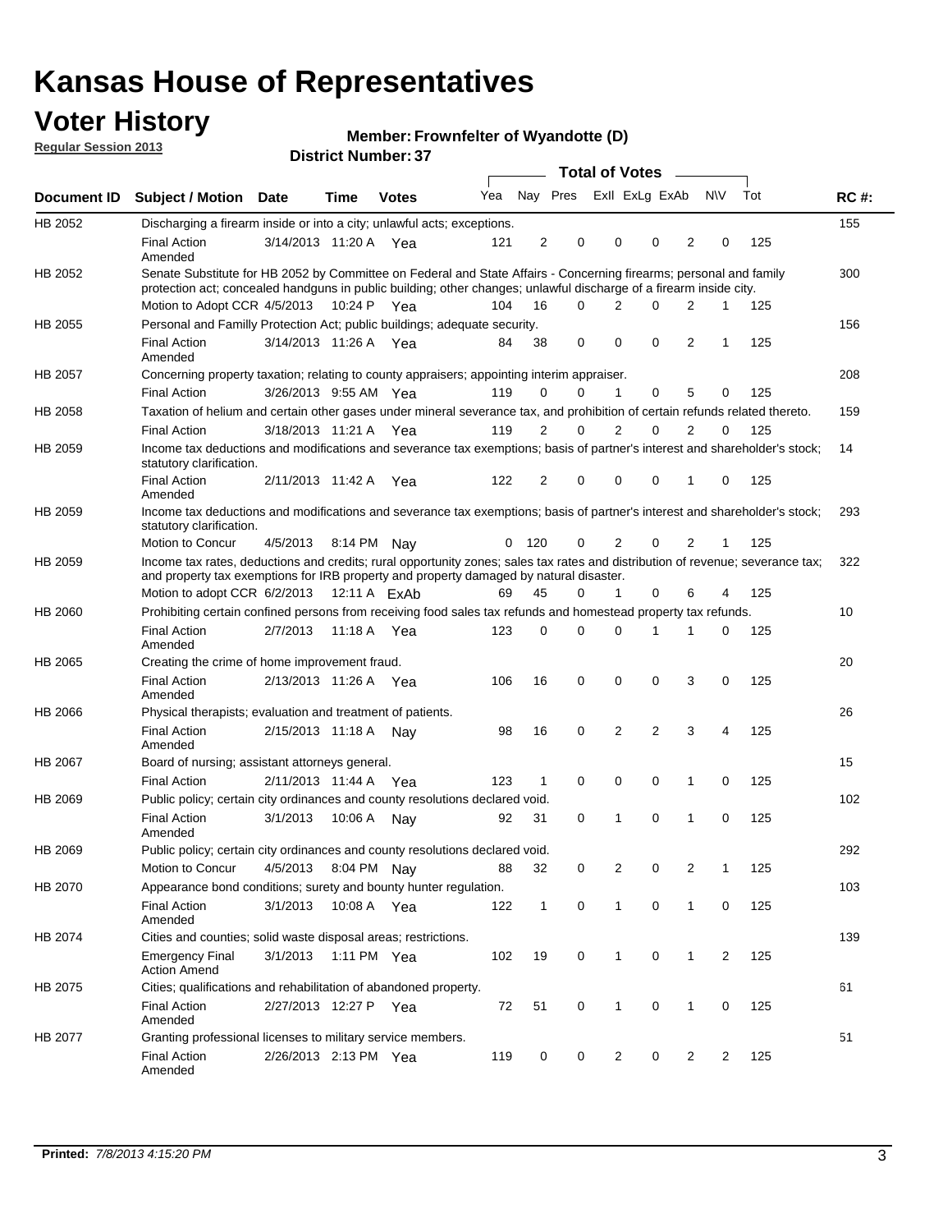# Kansas House of Representatives

## Voter History

**Regular Session 2013**

**Member: Frownfelter of Wyandotte (D)**

**District Number: 37**

| Document ID | Subject / Motion | Date | Time | Votes | Yea | Nay | Pres | ExII | ExLg | ExAb | N\V | Tot | RC #: |
|---|---|---|---|---|---|---|---|---|---|---|---|---|---|
| HB 2052 | Discharging a firearm inside or into a city; unlawful acts; exceptions. | | | | | | | | | | | | 155 |
| | Final Action Amended | 3/14/2013 | 11:20 A | Yea | 121 | 2 | 0 | 0 | 0 | 2 | 0 | 125 | |
| HB 2052 | Senate Substitute for HB 2052 by Committee on Federal and State Affairs - Concerning firearms; personal and family protection act; concealed handguns in public building; other changes; unlawful discharge of a firearm inside city. | | | | | | | | | | | | 300 |
| | Motion to Adopt CCR | 4/5/2013 | 10:24 P | Yea | 104 | 16 | 0 | 2 | 0 | 2 | 1 | 125 | |
| HB 2055 | Personal and Familly Protection Act; public buildings; adequate security. | | | | | | | | | | | | 156 |
| | Final Action Amended | 3/14/2013 | 11:26 A | Yea | 84 | 38 | 0 | 0 | 0 | 2 | 1 | 125 | |
| HB 2057 | Concerning property taxation; relating to county appraisers; appointing interim appraiser. | | | | | | | | | | | | 208 |
| | Final Action | 3/26/2013 | 9:55 AM | Yea | 119 | 0 | 0 | 1 | 0 | 5 | 0 | 125 | |
| HB 2058 | Taxation of helium and certain other gases under mineral severance tax, and prohibition of certain refunds related thereto. | | | | | | | | | | | | 159 |
| | Final Action | 3/18/2013 | 11:21 A | Yea | 119 | 2 | 0 | 2 | 0 | 2 | 0 | 125 | |
| HB 2059 | Income tax deductions and modifications and severance tax exemptions; basis of partner's interest and shareholder's stock; statutory clarification. | | | | | | | | | | | | 14 |
| | Final Action Amended | 2/11/2013 | 11:42 A | Yea | 122 | 2 | 0 | 0 | 0 | 1 | 0 | 125 | |
| HB 2059 | Income tax deductions and modifications and severance tax exemptions; basis of partner's interest and shareholder's stock; statutory clarification. | | | | | | | | | | | | 293 |
| | Motion to Concur | 4/5/2013 | 8:14 PM | Nay | 0 | 120 | 0 | 2 | 0 | 2 | 1 | 125 | |
| HB 2059 | Income tax rates, deductions and credits; rural opportunity zones; sales tax rates and distribution of revenue; severance tax; and property tax exemptions for IRB property and property damaged by natural disaster. | | | | | | | | | | | | 322 |
| | Motion to adopt CCR | 6/2/2013 | 12:11 A | ExAb | 69 | 45 | 0 | 1 | 0 | 6 | 4 | 125 | |
| HB 2060 | Prohibiting certain confined persons from receiving food sales tax refunds and homestead property tax refunds. | | | | | | | | | | | | 10 |
| | Final Action Amended | 2/7/2013 | 11:18 A | Yea | 123 | 0 | 0 | 0 | 1 | 1 | 0 | 125 | |
| HB 2065 | Creating the crime of home improvement fraud. | | | | | | | | | | | | 20 |
| | Final Action Amended | 2/13/2013 | 11:26 A | Yea | 106 | 16 | 0 | 0 | 0 | 3 | 0 | 125 | |
| HB 2066 | Physical therapists; evaluation and treatment of patients. | | | | | | | | | | | | 26 |
| | Final Action Amended | 2/15/2013 | 11:18 A | Nay | 98 | 16 | 0 | 2 | 2 | 3 | 4 | 125 | |
| HB 2067 | Board of nursing; assistant attorneys general. | | | | | | | | | | | | 15 |
| | Final Action | 2/11/2013 | 11:44 A | Yea | 123 | 1 | 0 | 0 | 0 | 1 | 0 | 125 | |
| HB 2069 | Public policy; certain city ordinances and county resolutions declared void. | | | | | | | | | | | | 102 |
| | Final Action Amended | 3/1/2013 | 10:06 A | Nay | 92 | 31 | 0 | 1 | 0 | 1 | 0 | 125 | |
| HB 2069 | Public policy; certain city ordinances and county resolutions declared void. | | | | | | | | | | | | 292 |
| | Motion to Concur | 4/5/2013 | 8:04 PM | Nay | 88 | 32 | 0 | 2 | 0 | 2 | 1 | 125 | |
| HB 2070 | Appearance bond conditions; surety and bounty hunter regulation. | | | | | | | | | | | | 103 |
| | Final Action Amended | 3/1/2013 | 10:08 A | Yea | 122 | 1 | 0 | 1 | 0 | 1 | 0 | 125 | |
| HB 2074 | Cities and counties; solid waste disposal areas; restrictions. | | | | | | | | | | | | 139 |
| | Emergency Final Action Amend | 3/1/2013 | 1:11 PM | Yea | 102 | 19 | 0 | 1 | 0 | 1 | 2 | 125 | |
| HB 2075 | Cities; qualifications and rehabilitation of abandoned property. | | | | | | | | | | | | 61 |
| | Final Action Amended | 2/27/2013 | 12:27 P | Yea | 72 | 51 | 0 | 1 | 0 | 1 | 0 | 125 | |
| HB 2077 | Granting professional licenses to military service members. | | | | | | | | | | | | 51 |
| | Final Action Amended | 2/26/2013 | 2:13 PM | Yea | 119 | 0 | 0 | 2 | 0 | 2 | 2 | 125 | |

**Printed:** *7/8/2013 4:15:20 PM*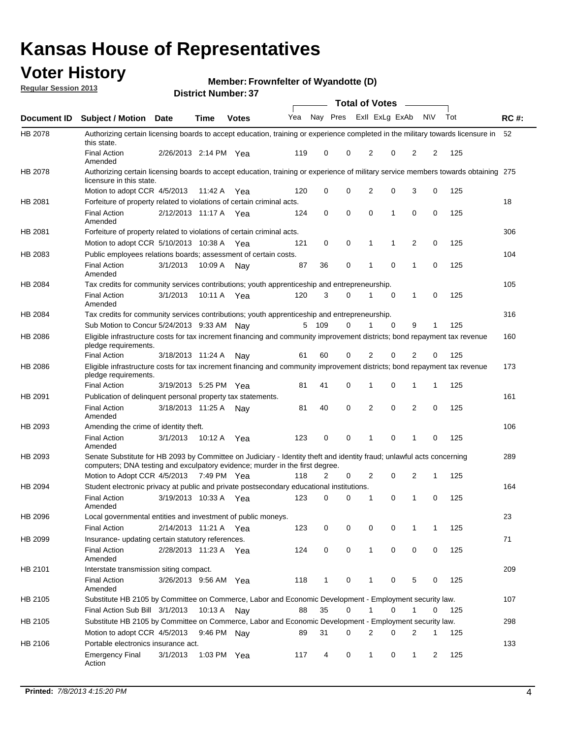# Kansas House of Representatives

## Voter History

**Regular Session 2013**

**Member: Frownfelter of Wyandotte (D)**

**District Number: 37**

| Document ID | Subject / Motion | Date | Time | Votes | Yea | Nay | Pres | ExII | ExLg | ExAb | N\V | Tot | RC #: |
|---|---|---|---|---|---|---|---|---|---|---|---|---|---|
| HB 2078 | Authorizing certain licensing boards to accept education, training or experience completed in the military towards licensure in this state. | | | | | | | | | | | | 52 |
| | Final Action Amended | 2/26/2013 | 2:14 PM | Yea | 119 | 0 | 0 | 2 | 0 | 2 | 2 | 125 | |
| HB 2078 | Authorizing certain licensing boards to accept education, training or experience of military service members towards obtaining licensure in this state. | | | | | | | | | | | | 275 |
| | Motion to adopt CCR | 4/5/2013 | 11:42 A | Yea | 120 | 0 | 0 | 2 | 0 | 3 | 0 | 125 | |
| HB 2081 | Forfeiture of property related to violations of certain criminal acts. | | | | | | | | | | | | 18 |
| | Final Action Amended | 2/12/2013 | 11:17 A | Yea | 124 | 0 | 0 | 0 | 1 | 0 | 0 | 125 | |
| HB 2081 | Forfeiture of property related to violations of certain criminal acts. | | | | | | | | | | | | 306 |
| | Motion to adopt CCR | 5/10/2013 | 10:38 A | Yea | 121 | 0 | 0 | 1 | 1 | 2 | 0 | 125 | |
| HB 2083 | Public employees relations boards; assessment of certain costs. | | | | | | | | | | | | 104 |
| | Final Action Amended | 3/1/2013 | 10:09 A | Nay | 87 | 36 | 0 | 1 | 0 | 1 | 0 | 125 | |
| HB 2084 | Tax credits for community services contributions; youth apprenticeship and entrepreneurship. | | | | | | | | | | | | 105 |
| | Final Action Amended | 3/1/2013 | 10:11 A | Yea | 120 | 3 | 0 | 1 | 0 | 1 | 0 | 125 | |
| HB 2084 | Tax credits for community services contributions; youth apprenticeship and entrepreneurship. | | | | | | | | | | | | 316 |
| | Sub Motion to Concur | 5/24/2013 | 9:33 AM | Nay | 5 | 109 | 0 | 1 | 0 | 9 | 1 | 125 | |
| HB 2086 | Eligible infrastructure costs for tax increment financing and community improvement districts; bond repayment tax revenue pledge requirements. | | | | | | | | | | | | 160 |
| | Final Action | 3/18/2013 | 11:24 A | Nay | 61 | 60 | 0 | 2 | 0 | 2 | 0 | 125 | |
| HB 2086 | Eligible infrastructure costs for tax increment financing and community improvement districts; bond repayment tax revenue pledge requirements. | | | | | | | | | | | | 173 |
| | Final Action | 3/19/2013 | 5:25 PM | Yea | 81 | 41 | 0 | 1 | 0 | 1 | 1 | 125 | |
| HB 2091 | Publication of delinquent personal property tax statements. | | | | | | | | | | | | 161 |
| | Final Action Amended | 3/18/2013 | 11:25 A | Nay | 81 | 40 | 0 | 2 | 0 | 2 | 0 | 125 | |
| HB 2093 | Amending the crime of identity theft. | | | | | | | | | | | | 106 |
| | Final Action Amended | 3/1/2013 | 10:12 A | Yea | 123 | 0 | 0 | 1 | 0 | 1 | 0 | 125 | |
| HB 2093 | Senate Substitute for HB 2093 by Committee on Judiciary - Identity theft and identity fraud; unlawful acts concerning computers; DNA testing and exculpatory evidence; murder in the first degree. | | | | | | | | | | | | 289 |
| | Motion to Adopt CCR | 4/5/2013 | 7:49 PM | Yea | 118 | 2 | 0 | 2 | 0 | 2 | 1 | 125 | |
| HB 2094 | Student electronic privacy at public and private postsecondary educational institutions. | | | | | | | | | | | | 164 |
| | Final Action Amended | 3/19/2013 | 10:33 A | Yea | 123 | 0 | 0 | 1 | 0 | 1 | 0 | 125 | |
| HB 2096 | Local governmental entities and investment of public moneys. | | | | | | | | | | | | 23 |
| | Final Action | 2/14/2013 | 11:21 A | Yea | 123 | 0 | 0 | 0 | 0 | 1 | 1 | 125 | |
| HB 2099 | Insurance- updating certain statutory references. | | | | | | | | | | | | 71 |
| | Final Action Amended | 2/28/2013 | 11:23 A | Yea | 124 | 0 | 0 | 1 | 0 | 0 | 0 | 125 | |
| HB 2101 | Interstate transmission siting compact. | | | | | | | | | | | | 209 |
| | Final Action Amended | 3/26/2013 | 9:56 AM | Yea | 118 | 1 | 0 | 1 | 0 | 5 | 0 | 125 | |
| HB 2105 | Substitute HB 2105 by Committee on Commerce, Labor and Economic Development - Employment security law. | | | | | | | | | | | | 107 |
| | Final Action Sub Bill | 3/1/2013 | 10:13 A | Nay | 88 | 35 | 0 | 1 | 0 | 1 | 0 | 125 | |
| HB 2105 | Substitute HB 2105 by Committee on Commerce, Labor and Economic Development - Employment security law. | | | | | | | | | | | | 298 |
| | Motion to adopt CCR | 4/5/2013 | 9:46 PM | Nay | 89 | 31 | 0 | 2 | 0 | 2 | 1 | 125 | |
| HB 2106 | Portable electronics insurance act. | | | | | | | | | | | | 133 |
| | Emergency Final Action | 3/1/2013 | 1:03 PM | Yea | 117 | 4 | 0 | 1 | 0 | 1 | 2 | 125 | |

**Printed:** *7/8/2013 4:15:20 PM*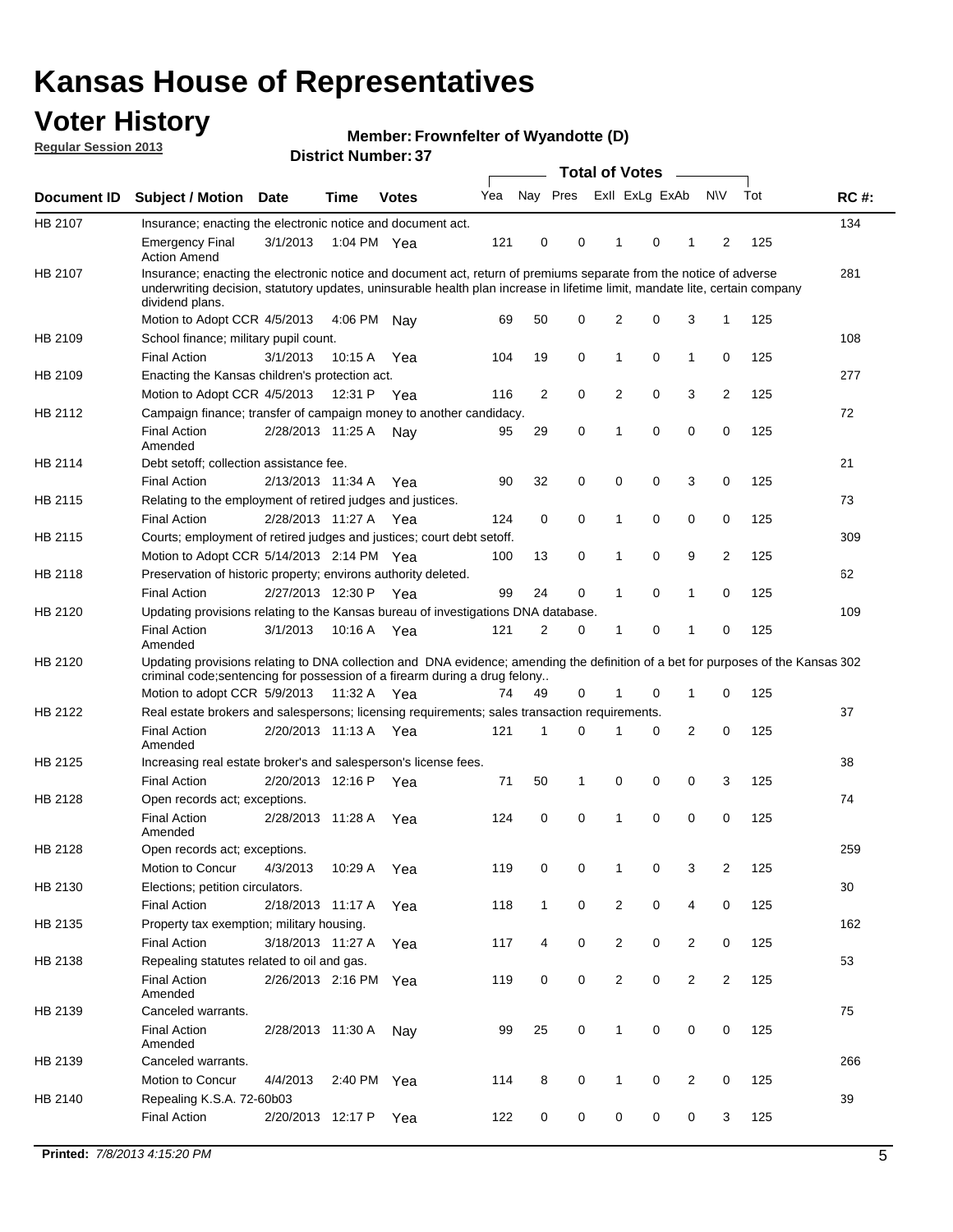# Kansas House of Representatives

## Voter History

**Regular Session 2013**

**Member: Frownfelter of Wyandotte (D)**

**District Number: 37**

| Document ID | Subject / Motion | Date | Time | Votes | Yea | Nay | Pres | ExII | ExLg | ExAb | N\V | Tot | RC #: |
|---|---|---|---|---|---|---|---|---|---|---|---|---|---|
| HB 2107 | Insurance; enacting the electronic notice and document act. | | | | | | | | | | | | 134 |
| | Emergency Final Action Amend | 3/1/2013 | 1:04 PM | Yea | 121 | 0 | 0 | 1 | 0 | 1 | 2 | 125 | |
| HB 2107 | Insurance; enacting the electronic notice and document act, return of premiums separate from the notice of adverse underwriting decision, statutory updates, uninsurable health plan increase in lifetime limit, mandate lite, certain company dividend plans. | | | | | | | | | | | | 281 |
| | Motion to Adopt CCR | 4/5/2013 | 4:06 PM | Nay | 69 | 50 | 0 | 2 | 0 | 3 | 1 | 125 | |
| HB 2109 | School finance; military pupil count. | | | | | | | | | | | | 108 |
| | Final Action | 3/1/2013 | 10:15 A | Yea | 104 | 19 | 0 | 1 | 0 | 1 | 0 | 125 | |
| HB 2109 | Enacting the Kansas children's protection act. | | | | | | | | | | | | 277 |
| | Motion to Adopt CCR | 4/5/2013 | 12:31 P | Yea | 116 | 2 | 0 | 2 | 0 | 3 | 2 | 125 | |
| HB 2112 | Campaign finance; transfer of campaign money to another candidacy. | | | | | | | | | | | | 72 |
| | Final Action Amended | 2/28/2013 | 11:25 A | Nay | 95 | 29 | 0 | 1 | 0 | 0 | 0 | 125 | |
| HB 2114 | Debt setoff; collection assistance fee. | | | | | | | | | | | | 21 |
| | Final Action | 2/13/2013 | 11:34 A | Yea | 90 | 32 | 0 | 0 | 0 | 3 | 0 | 125 | |
| HB 2115 | Relating to the employment of retired judges and justices. | | | | | | | | | | | | 73 |
| | Final Action | 2/28/2013 | 11:27 A | Yea | 124 | 0 | 0 | 1 | 0 | 0 | 0 | 125 | |
| HB 2115 | Courts; employment of retired judges and justices; court debt setoff. | | | | | | | | | | | | 309 |
| | Motion to Adopt CCR | 5/14/2013 | 2:14 PM | Yea | 100 | 13 | 0 | 1 | 0 | 9 | 2 | 125 | |
| HB 2118 | Preservation of historic property; environs authority deleted. | | | | | | | | | | | | 62 |
| | Final Action | 2/27/2013 | 12:30 P | Yea | 99 | 24 | 0 | 1 | 0 | 1 | 0 | 125 | |
| HB 2120 | Updating provisions relating to the Kansas bureau of investigations DNA database. | | | | | | | | | | | | 109 |
| | Final Action Amended | 3/1/2013 | 10:16 A | Yea | 121 | 2 | 0 | 1 | 0 | 1 | 0 | 125 | |
| HB 2120 | Updating provisions relating to DNA collection and DNA evidence; amending the definition of a bet for purposes of the Kansas criminal code;sentencing for possession of a firearm during a drug felony.. | | | | | | | | | | | | 302 |
| | Motion to adopt CCR | 5/9/2013 | 11:32 A | Yea | 74 | 49 | 0 | 1 | 0 | 1 | 0 | 125 | |
| HB 2122 | Real estate brokers and salespersons; licensing requirements; sales transaction requirements. | | | | | | | | | | | | 37 |
| | Final Action Amended | 2/20/2013 | 11:13 A | Yea | 121 | 1 | 0 | 1 | 0 | 2 | 0 | 125 | |
| HB 2125 | Increasing real estate broker's and salesperson's license fees. | | | | | | | | | | | | 38 |
| | Final Action | 2/20/2013 | 12:16 P | Yea | 71 | 50 | 1 | 0 | 0 | 0 | 3 | 125 | |
| HB 2128 | Open records act; exceptions. | | | | | | | | | | | | 74 |
| | Final Action Amended | 2/28/2013 | 11:28 A | Yea | 124 | 0 | 0 | 1 | 0 | 0 | 0 | 125 | |
| HB 2128 | Open records act; exceptions. | | | | | | | | | | | | 259 |
| | Motion to Concur | 4/3/2013 | 10:29 A | Yea | 119 | 0 | 0 | 1 | 0 | 3 | 2 | 125 | |
| HB 2130 | Elections; petition circulators. | | | | | | | | | | | | 30 |
| | Final Action | 2/18/2013 | 11:17 A | Yea | 118 | 1 | 0 | 2 | 0 | 4 | 0 | 125 | |
| HB 2135 | Property tax exemption; military housing. | | | | | | | | | | | | 162 |
| | Final Action | 3/18/2013 | 11:27 A | Yea | 117 | 4 | 0 | 2 | 0 | 2 | 0 | 125 | |
| HB 2138 | Repealing statutes related to oil and gas. | | | | | | | | | | | | 53 |
| | Final Action Amended | 2/26/2013 | 2:16 PM | Yea | 119 | 0 | 0 | 2 | 0 | 2 | 2 | 125 | |
| HB 2139 | Canceled warrants. | | | | | | | | | | | | 75 |
| | Final Action Amended | 2/28/2013 | 11:30 A | Nay | 99 | 25 | 0 | 1 | 0 | 0 | 0 | 125 | |
| HB 2139 | Canceled warrants. | | | | | | | | | | | | 266 |
| | Motion to Concur | 4/4/2013 | 2:40 PM | Yea | 114 | 8 | 0 | 1 | 0 | 2 | 0 | 125 | |
| HB 2140 | Repealing K.S.A. 72-60b03 | | | | | | | | | | | | 39 |
| | Final Action | 2/20/2013 | 12:17 P | Yea | 122 | 0 | 0 | 0 | 0 | 0 | 3 | 125 | |

**Printed:** *7/8/2013 4:15:20 PM*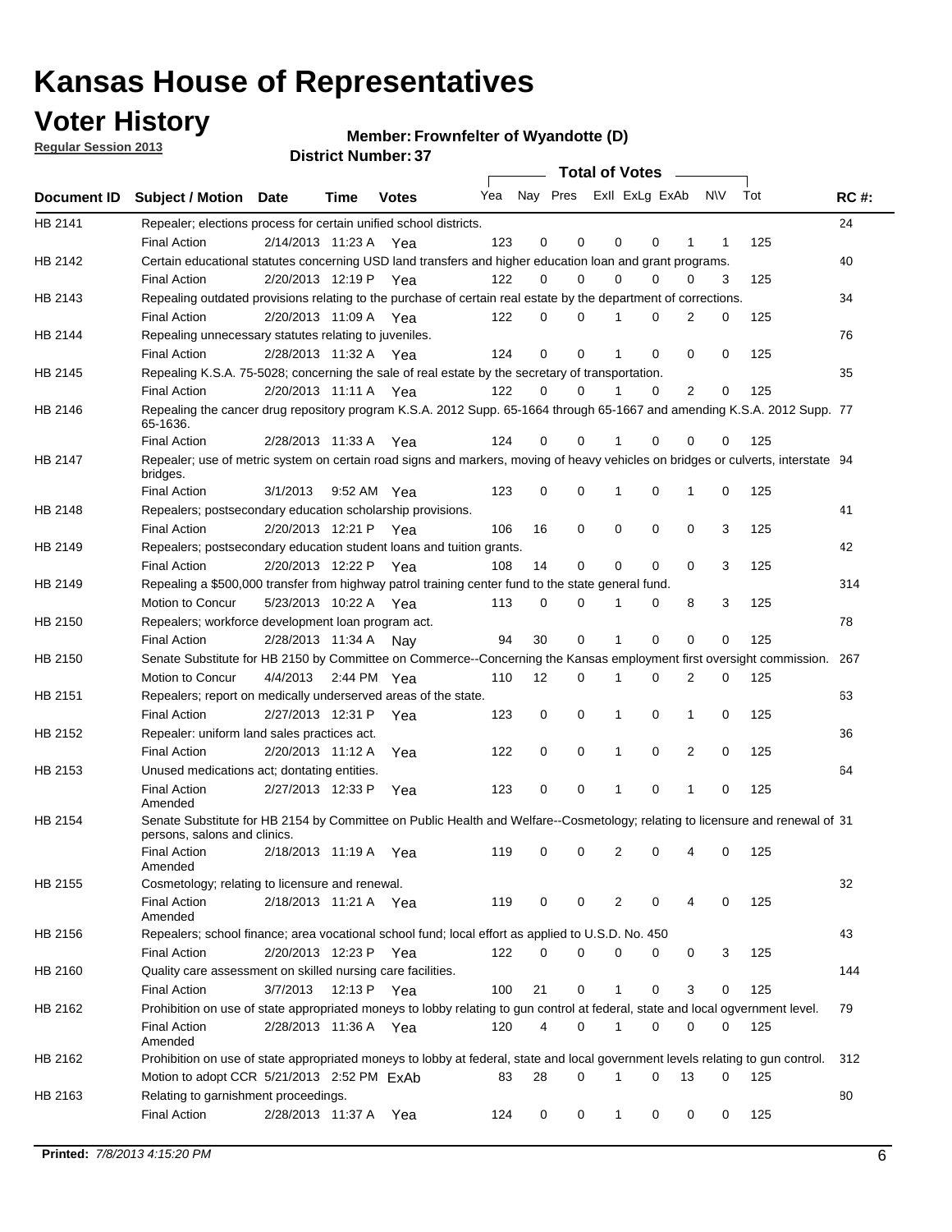# Kansas House of Representatives

## Voter History

**Regular Session 2013**

**Member: Frownfelter of Wyandotte (D)**

**District Number: 37**

| Document ID | Subject / Motion | Date | Time | Votes | Yea | Nay | Pres | ExII | ExLg | ExAb | N\V | Tot | RC #: |
|---|---|---|---|---|---|---|---|---|---|---|---|---|---|
| HB 2141 | Repealer; elections process for certain unified school districts. | | | | | | | | | | | | 24 |
| | Final Action | 2/14/2013 | 11:23 A | Yea | 123 | 0 | 0 | 0 | 0 | 1 | 1 | 125 | |
| HB 2142 | Certain educational statutes concerning USD land transfers and higher education loan and grant programs. | | | | | | | | | | | | 40 |
| | Final Action | 2/20/2013 | 12:19 P | Yea | 122 | 0 | 0 | 0 | 0 | 0 | 3 | 125 | |
| HB 2143 | Repealing outdated provisions relating to the purchase of certain real estate by the department of corrections. | | | | | | | | | | | | 34 |
| | Final Action | 2/20/2013 | 11:09 A | Yea | 122 | 0 | 0 | 1 | 0 | 2 | 0 | 125 | |
| HB 2144 | Repealing unnecessary statutes relating to juveniles. | | | | | | | | | | | | 76 |
| | Final Action | 2/28/2013 | 11:32 A | Yea | 124 | 0 | 0 | 1 | 0 | 0 | 0 | 125 | |
| HB 2145 | Repealing K.S.A. 75-5028; concerning the sale of real estate by the secretary of transportation. | | | | | | | | | | | | 35 |
| | Final Action | 2/20/2013 | 11:11 A | Yea | 122 | 0 | 0 | 1 | 0 | 2 | 0 | 125 | |
| HB 2146 | Repealing the cancer drug repository program K.S.A. 2012 Supp. 65-1664 through 65-1667 and amending K.S.A. 2012 Supp. 65-1636. | | | | | | | | | | | | 77 |
| | Final Action | 2/28/2013 | 11:33 A | Yea | 124 | 0 | 0 | 1 | 0 | 0 | 0 | 125 | |
| HB 2147 | Repealer; use of metric system on certain road signs and markers, moving of heavy vehicles on bridges or culverts, interstate bridges. | | | | | | | | | | | | 94 |
| | Final Action | 3/1/2013 | 9:52 AM | Yea | 123 | 0 | 0 | 1 | 0 | 1 | 0 | 125 | |
| HB 2148 | Repealers; postsecondary education scholarship provisions. | | | | | | | | | | | | 41 |
| | Final Action | 2/20/2013 | 12:21 P | Yea | 106 | 16 | 0 | 0 | 0 | 0 | 3 | 125 | |
| HB 2149 | Repealers; postsecondary education student loans and tuition grants. | | | | | | | | | | | | 42 |
| | Final Action | 2/20/2013 | 12:22 P | Yea | 108 | 14 | 0 | 0 | 0 | 0 | 3 | 125 | |
| HB 2149 | Repealing a $500,000 transfer from highway patrol training center fund to the state general fund. | | | | | | | | | | | | 314 |
| | Motion to Concur | 5/23/2013 | 10:22 A | Yea | 113 | 0 | 0 | 1 | 0 | 8 | 3 | 125 | |
| HB 2150 | Repealers; workforce development loan program act. | | | | | | | | | | | | 78 |
| | Final Action | 2/28/2013 | 11:34 A | Nay | 94 | 30 | 0 | 1 | 0 | 0 | 0 | 125 | |
| HB 2150 | Senate Substitute for HB 2150 by Committee on Commerce--Concerning the Kansas employment first oversight commission. | | | | | | | | | | | | 267 |
| | Motion to Concur | 4/4/2013 | 2:44 PM | Yea | 110 | 12 | 0 | 1 | 0 | 2 | 0 | 125 | |
| HB 2151 | Repealers; report on medically underserved areas of the state. | | | | | | | | | | | | 63 |
| | Final Action | 2/27/2013 | 12:31 P | Yea | 123 | 0 | 0 | 1 | 0 | 1 | 0 | 125 | |
| HB 2152 | Repealer: uniform land sales practices act. | | | | | | | | | | | | 36 |
| | Final Action | 2/20/2013 | 11:12 A | Yea | 122 | 0 | 0 | 1 | 0 | 2 | 0 | 125 | |
| HB 2153 | Unused medications act; dontating entities. | | | | | | | | | | | | 64 |
| | Final Action Amended | 2/27/2013 | 12:33 P | Yea | 123 | 0 | 0 | 1 | 0 | 1 | 0 | 125 | |
| HB 2154 | Senate Substitute for HB 2154 by Committee on Public Health and Welfare--Cosmetology; relating to licensure and renewal of persons, salons and clinics. | | | | | | | | | | | | 31 |
| | Final Action Amended | 2/18/2013 | 11:19 A | Yea | 119 | 0 | 0 | 2 | 0 | 4 | 0 | 125 | |
| HB 2155 | Cosmetology; relating to licensure and renewal. | | | | | | | | | | | | 32 |
| | Final Action Amended | 2/18/2013 | 11:21 A | Yea | 119 | 0 | 0 | 2 | 0 | 4 | 0 | 125 | |
| HB 2156 | Repealers; school finance; area vocational school fund; local effort as applied to U.S.D. No. 450 | | | | | | | | | | | | 43 |
| | Final Action | 2/20/2013 | 12:23 P | Yea | 122 | 0 | 0 | 0 | 0 | 0 | 3 | 125 | |
| HB 2160 | Quality care assessment on skilled nursing care facilities. | | | | | | | | | | | | 144 |
| | Final Action | 3/7/2013 | 12:13 P | Yea | 100 | 21 | 0 | 1 | 0 | 3 | 0 | 125 | |
| HB 2162 | Prohibition on use of state appropriated moneys to lobby relating to gun control at federal, state and local ogvernment level. | | | | | | | | | | | | 79 |
| | Final Action Amended | 2/28/2013 | 11:36 A | Yea | 120 | 4 | 0 | 1 | 0 | 0 | 0 | 125 | |
| HB 2162 | Prohibition on use of state appropriated moneys to lobby at federal, state and local government levels relating to gun control. | | | | | | | | | | | | 312 |
| | Motion to adopt CCR | 5/21/2013 | 2:52 PM | ExAb | 83 | 28 | 0 | 1 | 0 | 13 | 0 | 125 | |
| HB 2163 | Relating to garnishment proceedings. | | | | | | | | | | | | 80 |
| | Final Action | 2/28/2013 | 11:37 A | Yea | 124 | 0 | 0 | 1 | 0 | 0 | 0 | 125 | |

**Printed:** *7/8/2013 4:15:20 PM*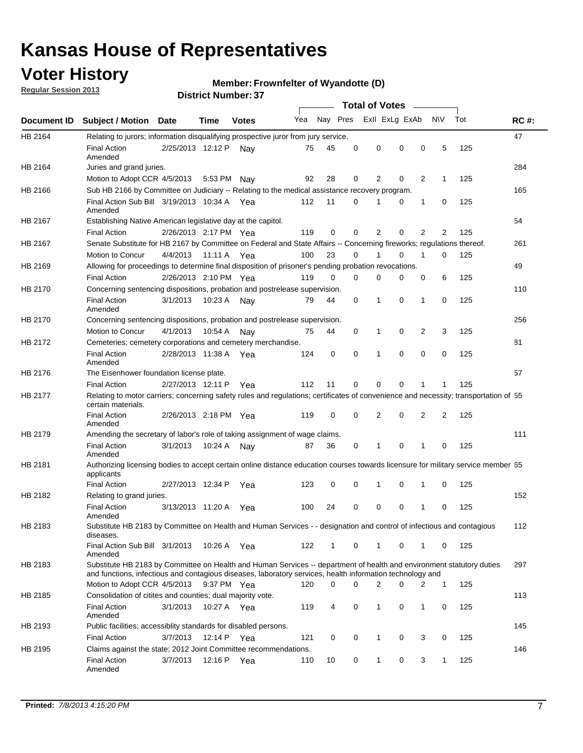# Kansas House of Representatives

## Voter History

**Regular Session 2013**

**Member: Frownfelter of Wyandotte (D)**

**District Number: 37**

| Document ID | Subject / Motion | Date | Time | Votes | Yea | Nay | Pres | ExII | ExLg | ExAb | N\V | Tot | RC #: |
|---|---|---|---|---|---|---|---|---|---|---|---|---|---|
| HB 2164 | Relating to jurors; information disqualifying prospective juror from jury service. | | | | | | | | | | | | 47 |
| | Final Action Amended | 2/25/2013 | 12:12 P | Nay | 75 | 45 | 0 | 0 | 0 | 0 | 5 | 125 | |
| HB 2164 | Juries and grand juries. | | | | | | | | | | | | 284 |
| | Motion to Adopt CCR | 4/5/2013 | 5:53 PM | Nay | 92 | 28 | 0 | 2 | 0 | 2 | 1 | 125 | |
| HB 2166 | Sub HB 2166 by Committee on Judiciary -- Relating to the medical assistance recovery program. | | | | | | | | | | | | 165 |
| | Final Action Sub Bill Amended | 3/19/2013 | 10:34 A | Yea | 112 | 11 | 0 | 1 | 0 | 1 | 0 | 125 | |
| HB 2167 | Establishing Native American legislative day at the capitol. | | | | | | | | | | | | 54 |
| | Final Action | 2/26/2013 | 2:17 PM | Yea | 119 | 0 | 0 | 2 | 0 | 2 | 2 | 125 | |
| HB 2167 | Senate Substitute for HB 2167 by Committee on Federal and State Affairs -- Concerning fireworks; regulations thereof. | | | | | | | | | | | | 261 |
| | Motion to Concur | 4/4/2013 | 11:11 A | Yea | 100 | 23 | 0 | 1 | 0 | 1 | 0 | 125 | |
| HB 2169 | Allowing for proceedings to determine final disposition of prisoner's pending probation revocations. | | | | | | | | | | | | 49 |
| | Final Action | 2/26/2013 | 2:10 PM | Yea | 119 | 0 | 0 | 0 | 0 | 0 | 6 | 125 | |
| HB 2170 | Concerning sentencing dispositions, probation and postrelease supervision. | | | | | | | | | | | | 110 |
| | Final Action Amended | 3/1/2013 | 10:23 A | Nay | 79 | 44 | 0 | 1 | 0 | 1 | 0 | 125 | |
| HB 2170 | Concerning sentencing dispositions, probation and postrelease supervision. | | | | | | | | | | | | 256 |
| | Motion to Concur | 4/1/2013 | 10:54 A | Nay | 75 | 44 | 0 | 1 | 0 | 2 | 3 | 125 | |
| HB 2172 | Cemeteries; cemetery corporations and cemetery merchandise. | | | | | | | | | | | | 81 |
| | Final Action Amended | 2/28/2013 | 11:38 A | Yea | 124 | 0 | 0 | 1 | 0 | 0 | 0 | 125 | |
| HB 2176 | The Eisenhower foundation license plate. | | | | | | | | | | | | 57 |
| | Final Action | 2/27/2013 | 12:11 P | Yea | 112 | 11 | 0 | 0 | 0 | 1 | 1 | 125 | |
| HB 2177 | Relating to motor carriers; concerning safety rules and regulations; certificates of convenience and necessity; transportation of certain materials. | | | | | | | | | | | | 55 |
| | Final Action Amended | 2/26/2013 | 2:18 PM | Yea | 119 | 0 | 0 | 2 | 0 | 2 | 2 | 125 | |
| HB 2179 | Amending the secretary of labor's role of taking assignment of wage claims. | | | | | | | | | | | | 111 |
| | Final Action Amended | 3/1/2013 | 10:24 A | Nay | 87 | 36 | 0 | 1 | 0 | 1 | 0 | 125 | |
| HB 2181 | Authorizing licensing bodies to accept certain online distance education courses towards licensure for military service member applicants | | | | | | | | | | | | 65 |
| | Final Action | 2/27/2013 | 12:34 P | Yea | 123 | 0 | 0 | 1 | 0 | 1 | 0 | 125 | |
| HB 2182 | Relating to grand juries. | | | | | | | | | | | | 152 |
| | Final Action Amended | 3/13/2013 | 11:20 A | Yea | 100 | 24 | 0 | 0 | 0 | 1 | 0 | 125 | |
| HB 2183 | Substitute HB 2183 by Committee on Health and Human Services - - designation and control of infectious and contagious diseases. | | | | | | | | | | | | 112 |
| | Final Action Sub Bill Amended | 3/1/2013 | 10:26 A | Yea | 122 | 1 | 0 | 1 | 0 | 1 | 0 | 125 | |
| HB 2183 | Substitute HB 2183 by Committee on Health and Human Services -- department of health and environment statutory duties and functions, infectious and contagious diseases, laboratory services, health information technology and | | | | | | | | | | | | 297 |
| | Motion to Adopt CCR | 4/5/2013 | 9:37 PM | Yea | 120 | 0 | 0 | 2 | 0 | 2 | 1 | 125 | |
| HB 2185 | Consolidation of citites and counties; dual majority vote. | | | | | | | | | | | | 113 |
| | Final Action Amended | 3/1/2013 | 10:27 A | Yea | 119 | 4 | 0 | 1 | 0 | 1 | 0 | 125 | |
| HB 2193 | Public facilities; accessiblity standards for disabled persons. | | | | | | | | | | | | 145 |
| | Final Action | 3/7/2013 | 12:14 P | Yea | 121 | 0 | 0 | 1 | 0 | 3 | 0 | 125 | |
| HB 2195 | Claims against the state; 2012 Joint Committee recommendations. | | | | | | | | | | | | 146 |
| | Final Action Amended | 3/7/2013 | 12:16 P | Yea | 110 | 10 | 0 | 1 | 0 | 3 | 1 | 125 | |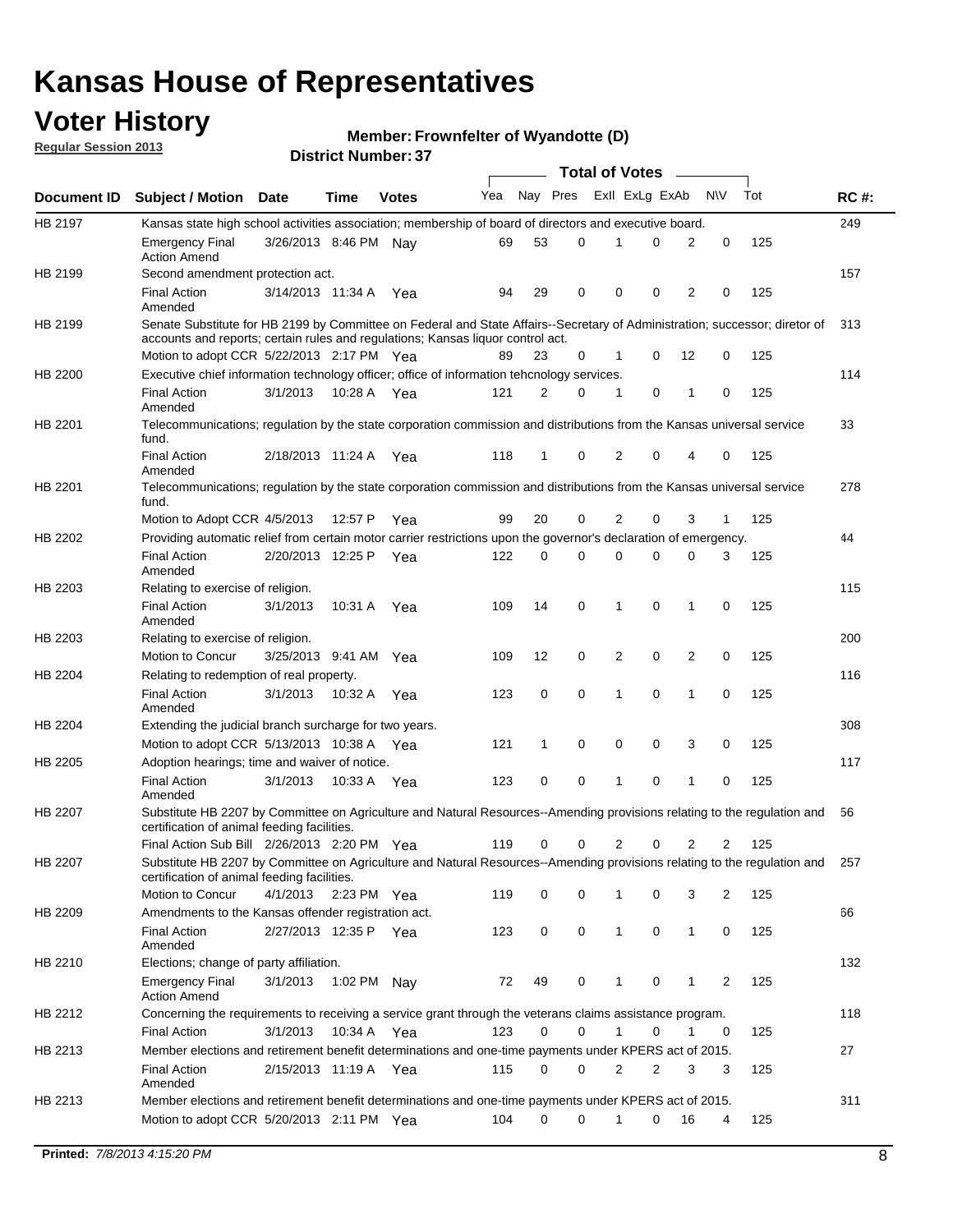# Kansas House of Representatives

## Voter History

**Regular Session 2013**

**Member: Frownfelter of Wyandotte (D)**

**District Number: 37**

| Document ID | Subject / Motion | Date | Time | Votes | Yea | Nay | Pres | ExII | ExLg | ExAb | N\V | Tot | RC #: |
|---|---|---|---|---|---|---|---|---|---|---|---|---|---|
| HB 2197 | Kansas state high school activities association; membership of board of directors and executive board. | | | | | | | | | | | | 249 |
| | Emergency Final Action Amend | 3/26/2013 | 8:46 PM | Nay | 69 | 53 | 0 | 1 | 0 | 2 | 0 | 125 | |
| HB 2199 | Second amendment protection act. | | | | | | | | | | | | 157 |
| | Final Action Amended | 3/14/2013 | 11:34 A | Yea | 94 | 29 | 0 | 0 | 0 | 2 | 0 | 125 | |
| HB 2199 | Senate Substitute for HB 2199 by Committee on Federal and State Affairs--Secretary of Administration; successor; diretor of accounts and reports; certain rules and regulations; Kansas liquor control act. | | | | | | | | | | | | 313 |
| | Motion to adopt CCR | 5/22/2013 | 2:17 PM | Yea | 89 | 23 | 0 | 1 | 0 | 12 | 0 | 125 | |
| HB 2200 | Executive chief information technology officer; office of information tehcnology services. | | | | | | | | | | | | 114 |
| | Final Action Amended | 3/1/2013 | 10:28 A | Yea | 121 | 2 | 0 | 1 | 0 | 1 | 0 | 125 | |
| HB 2201 | Telecommunications; regulation by the state corporation commission and distributions from the Kansas universal service fund. | | | | | | | | | | | | 33 |
| | Final Action Amended | 2/18/2013 | 11:24 A | Yea | 118 | 1 | 0 | 2 | 0 | 4 | 0 | 125 | |
| HB 2201 | Telecommunications; regulation by the state corporation commission and distributions from the Kansas universal service fund. | | | | | | | | | | | | 278 |
| | Motion to Adopt CCR | 4/5/2013 | 12:57 P | Yea | 99 | 20 | 0 | 2 | 0 | 3 | 1 | 125 | |
| HB 2202 | Providing automatic relief from certain motor carrier restrictions upon the governor's declaration of emergency. | | | | | | | | | | | | 44 |
| | Final Action Amended | 2/20/2013 | 12:25 P | Yea | 122 | 0 | 0 | 0 | 0 | 0 | 3 | 125 | |
| HB 2203 | Relating to exercise of religion. | | | | | | | | | | | | 115 |
| | Final Action Amended | 3/1/2013 | 10:31 A | Yea | 109 | 14 | 0 | 1 | 0 | 1 | 0 | 125 | |
| HB 2203 | Relating to exercise of religion. | | | | | | | | | | | | 200 |
| | Motion to Concur | 3/25/2013 | 9:41 AM | Yea | 109 | 12 | 0 | 2 | 0 | 2 | 0 | 125 | |
| HB 2204 | Relating to redemption of real property. | | | | | | | | | | | | 116 |
| | Final Action Amended | 3/1/2013 | 10:32 A | Yea | 123 | 0 | 0 | 1 | 0 | 1 | 0 | 125 | |
| HB 2204 | Extending the judicial branch surcharge for two years. | | | | | | | | | | | | 308 |
| | Motion to adopt CCR | 5/13/2013 | 10:38 A | Yea | 121 | 1 | 0 | 0 | 0 | 3 | 0 | 125 | |
| HB 2205 | Adoption hearings; time and waiver of notice. | | | | | | | | | | | | 117 |
| | Final Action Amended | 3/1/2013 | 10:33 A | Yea | 123 | 0 | 0 | 1 | 0 | 1 | 0 | 125 | |
| HB 2207 | Substitute HB 2207 by Committee on Agriculture and Natural Resources--Amending provisions relating to the regulation and certification of animal feeding facilities. | | | | | | | | | | | | 56 |
| | Final Action Sub Bill | 2/26/2013 | 2:20 PM | Yea | 119 | 0 | 0 | 2 | 0 | 2 | 2 | 125 | |
| HB 2207 | Substitute HB 2207 by Committee on Agriculture and Natural Resources--Amending provisions relating to the regulation and certification of animal feeding facilities. | | | | | | | | | | | | 257 |
| | Motion to Concur | 4/1/2013 | 2:23 PM | Yea | 119 | 0 | 0 | 1 | 0 | 3 | 2 | 125 | |
| HB 2209 | Amendments to the Kansas offender registration act. | | | | | | | | | | | | 66 |
| | Final Action Amended | 2/27/2013 | 12:35 P | Yea | 123 | 0 | 0 | 1 | 0 | 1 | 0 | 125 | |
| HB 2210 | Elections; change of party affiliation. | | | | | | | | | | | | 132 |
| | Emergency Final Action Amend | 3/1/2013 | 1:02 PM | Nay | 72 | 49 | 0 | 1 | 0 | 1 | 2 | 125 | |
| HB 2212 | Concerning the requirements to receiving a service grant through the veterans claims assistance program. | | | | | | | | | | | | 118 |
| | Final Action | 3/1/2013 | 10:34 A | Yea | 123 | 0 | 0 | 1 | 0 | 1 | 0 | 125 | |
| HB 2213 | Member elections and retirement benefit determinations and one-time payments under KPERS act of 2015. | | | | | | | | | | | | 27 |
| | Final Action Amended | 2/15/2013 | 11:19 A | Yea | 115 | 0 | 0 | 2 | 2 | 3 | 3 | 125 | |
| HB 2213 | Member elections and retirement benefit determinations and one-time payments under KPERS act of 2015. | | | | | | | | | | | | 311 |
| | Motion to adopt CCR | 5/20/2013 | 2:11 PM | Yea | 104 | 0 | 0 | 1 | 0 | 16 | 4 | 125 | |

**Printed:** *7/8/2013 4:15:20 PM*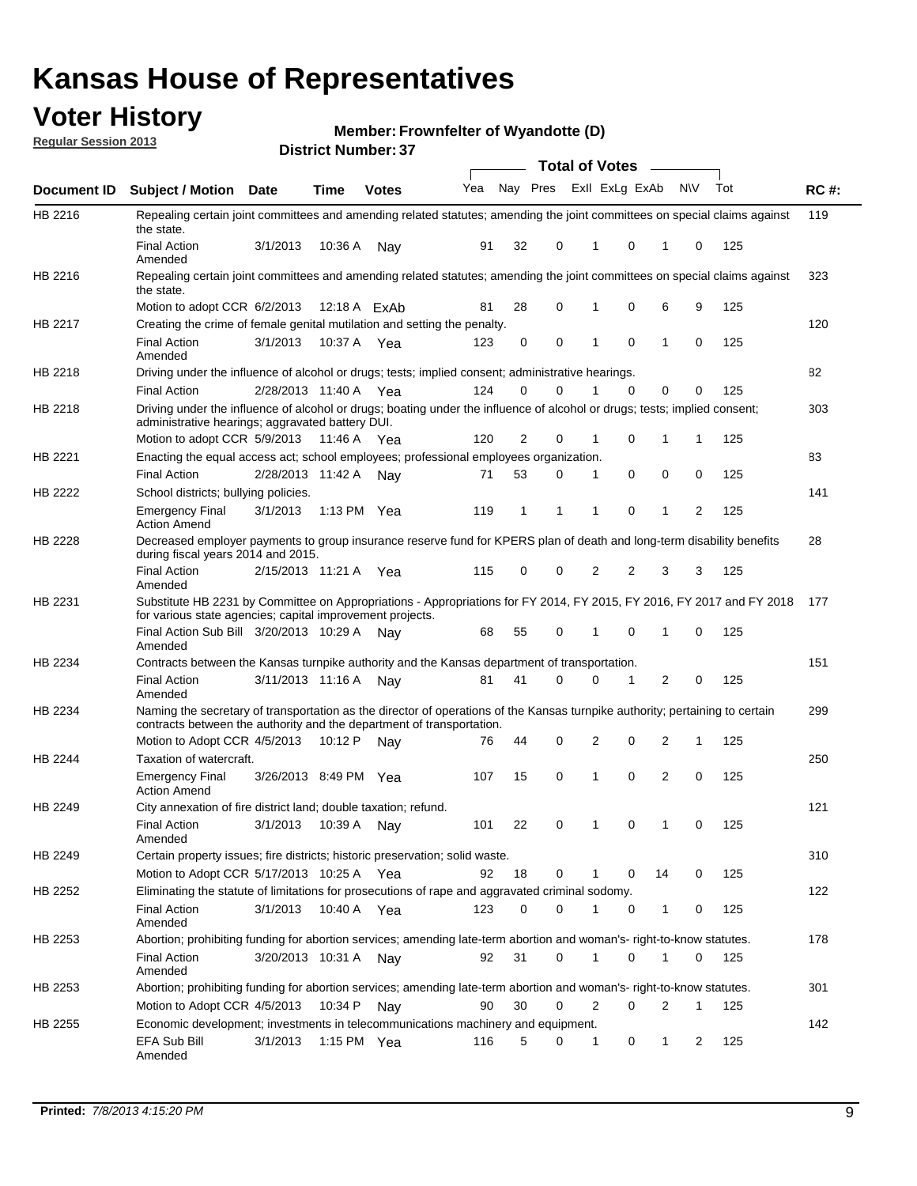# Kansas House of Representatives

## Voter History

**Regular Session 2013**

**Member: Frownfelter of Wyandotte (D)**

**District Number: 37**

| Document ID | Subject / Motion | Date | Time | Votes | Yea | Nay | Pres | ExII | ExLg | ExAb | N\V | Tot | RC #: |
|---|---|---|---|---|---|---|---|---|---|---|---|---|---|
| HB 2216 | Repealing certain joint committees and amending related statutes; amending the joint committees on special claims against the state. | | | | | | | | | | | | 119 |
| | Final Action Amended | 3/1/2013 | 10:36 A | Nay | 91 | 32 | 0 | 1 | 0 | 1 | 0 | 125 | |
| HB 2216 | Repealing certain joint committees and amending related statutes; amending the joint committees on special claims against the state. | | | | | | | | | | | | 323 |
| | Motion to adopt CCR | 6/2/2013 | 12:18 A | ExAb | 81 | 28 | 0 | 1 | 0 | 6 | 9 | 125 | |
| HB 2217 | Creating the crime of female genital mutilation and setting the penalty. | | | | | | | | | | | | 120 |
| | Final Action Amended | 3/1/2013 | 10:37 A | Yea | 123 | 0 | 0 | 1 | 0 | 1 | 0 | 125 | |
| HB 2218 | Driving under the influence of alcohol or drugs; tests; implied consent; administrative hearings. | | | | | | | | | | | | 82 |
| | Final Action | 2/28/2013 | 11:40 A | Yea | 124 | 0 | 0 | 1 | 0 | 0 | 0 | 125 | |
| HB 2218 | Driving under the influence of alcohol or drugs; boating under the influence of alcohol or drugs; tests; implied consent; administrative hearings; aggravated battery DUI. | | | | | | | | | | | | 303 |
| | Motion to adopt CCR | 5/9/2013 | 11:46 A | Yea | 120 | 2 | 0 | 1 | 0 | 1 | 1 | 125 | |
| HB 2221 | Enacting the equal access act; school employees; professional employees organization. | | | | | | | | | | | | 83 |
| | Final Action | 2/28/2013 | 11:42 A | Nay | 71 | 53 | 0 | 1 | 0 | 0 | 0 | 125 | |
| HB 2222 | School districts; bullying policies. | | | | | | | | | | | | 141 |
| | Emergency Final Action Amend | 3/1/2013 | 1:13 PM | Yea | 119 | 1 | 1 | 1 | 0 | 1 | 2 | 125 | |
| HB 2228 | Decreased employer payments to group insurance reserve fund for KPERS plan of death and long-term disability benefits during fiscal years 2014 and 2015. | | | | | | | | | | | | 28 |
| | Final Action Amended | 2/15/2013 | 11:21 A | Yea | 115 | 0 | 0 | 2 | 2 | 3 | 3 | 125 | |
| HB 2231 | Substitute HB 2231 by Committee on Appropriations - Appropriations for FY 2014, FY 2015, FY 2016, FY 2017 and FY 2018 for various state agencies; capital improvement projects. | | | | | | | | | | | | 177 |
| | Final Action Sub Bill Amended | 3/20/2013 | 10:29 A | Nay | 68 | 55 | 0 | 1 | 0 | 1 | 0 | 125 | |
| HB 2234 | Contracts between the Kansas turnpike authority and the Kansas department of transportation. | | | | | | | | | | | | 151 |
| | Final Action Amended | 3/11/2013 | 11:16 A | Nay | 81 | 41 | 0 | 0 | 1 | 2 | 0 | 125 | |
| HB 2234 | Naming the secretary of transportation as the director of operations of the Kansas turnpike authority; pertaining to certain contracts between the authority and the department of transportation. | | | | | | | | | | | | 299 |
| | Motion to Adopt CCR | 4/5/2013 | 10:12 P | Nay | 76 | 44 | 0 | 2 | 0 | 2 | 1 | 125 | |
| HB 2244 | Taxation of watercraft. | | | | | | | | | | | | 250 |
| | Emergency Final Action Amend | 3/26/2013 | 8:49 PM | Yea | 107 | 15 | 0 | 1 | 0 | 2 | 0 | 125 | |
| HB 2249 | City annexation of fire district land; double taxation; refund. | | | | | | | | | | | | 121 |
| | Final Action Amended | 3/1/2013 | 10:39 A | Nay | 101 | 22 | 0 | 1 | 0 | 1 | 0 | 125 | |
| HB 2249 | Certain property issues; fire districts; historic preservation; solid waste. | | | | | | | | | | | | 310 |
| | Motion to Adopt CCR | 5/17/2013 | 10:25 A | Yea | 92 | 18 | 0 | 1 | 0 | 14 | 0 | 125 | |
| HB 2252 | Eliminating the statute of limitations for prosecutions of rape and aggravated criminal sodomy. | | | | | | | | | | | | 122 |
| | Final Action Amended | 3/1/2013 | 10:40 A | Yea | 123 | 0 | 0 | 1 | 0 | 1 | 0 | 125 | |
| HB 2253 | Abortion; prohibiting funding for abortion services; amending late-term abortion and woman's- right-to-know statutes. | | | | | | | | | | | | 178 |
| | Final Action Amended | 3/20/2013 | 10:31 A | Nay | 92 | 31 | 0 | 1 | 0 | 1 | 0 | 125 | |
| HB 2253 | Abortion; prohibiting funding for abortion services; amending late-term abortion and woman's- right-to-know statutes. | | | | | | | | | | | | 301 |
| | Motion to Adopt CCR | 4/5/2013 | 10:34 P | Nay | 90 | 30 | 0 | 2 | 0 | 2 | 1 | 125 | |
| HB 2255 | Economic development; investments in telecommunications machinery and equipment. | | | | | | | | | | | | 142 |
| | EFA Sub Bill Amended | 3/1/2013 | 1:15 PM | Yea | 116 | 5 | 0 | 1 | 0 | 1 | 2 | 125 | |

**Printed:** *7/8/2013 4:15:20 PM*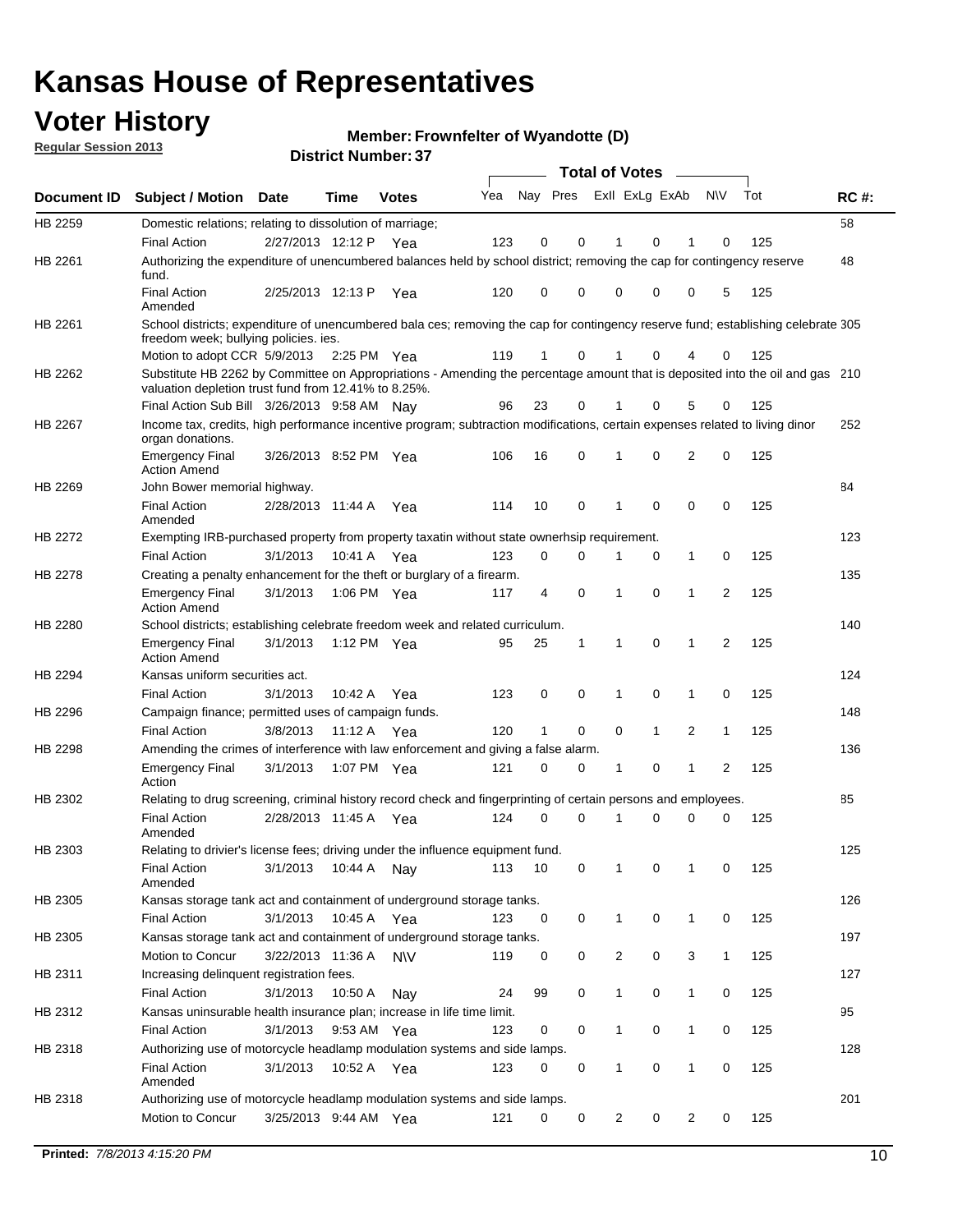# Kansas House of Representatives

## Voter History

**Regular Session 2013**

**Member: Frownfelter of Wyandotte (D)**

**District Number: 37**

| Document ID | Subject / Motion | Date | Time | Votes | Yea | Nay | Pres | ExII | ExLg | ExAb | N\V | Tot | RC #: |
|---|---|---|---|---|---|---|---|---|---|---|---|---|---|
| HB 2259 | Domestic relations; relating to dissolution of marriage; | | | | | | | | | | | | 58 |
| | Final Action | 2/27/2013 | 12:12 P | Yea | 123 | 0 | 0 | 1 | 0 | 1 | 0 | 125 | |
| HB 2261 | Authorizing the expenditure of unencumbered balances held by school district; removing the cap for contingency reserve fund. | | | | | | | | | | | | 48 |
| | Final Action Amended | 2/25/2013 | 12:13 P | Yea | 120 | 0 | 0 | 0 | 0 | 0 | 5 | 125 | |
| HB 2261 | School districts; expenditure of unencumbered bala ces; removing the cap for contingency reserve fund; establishing celebrate freedom week; bullying policies. ies. | | | | | | | | | | | | 305 |
| | Motion to adopt CCR | 5/9/2013 | 2:25 PM | Yea | 119 | 1 | 0 | 1 | 0 | 4 | 0 | 125 | |
| HB 2262 | Substitute HB 2262 by Committee on Appropriations - Amending the percentage amount that is deposited into the oil and gas valuation depletion trust fund from 12.41% to 8.25%. | | | | | | | | | | | | 210 |
| | Final Action Sub Bill | 3/26/2013 | 9:58 AM | Nay | 96 | 23 | 0 | 1 | 0 | 5 | 0 | 125 | |
| HB 2267 | Income tax, credits, high performance incentive program; subtraction modifications, certain expenses related to living dinor organ donations. | | | | | | | | | | | | 252 |
| | Emergency Final Action Amend | 3/26/2013 | 8:52 PM | Yea | 106 | 16 | 0 | 1 | 0 | 2 | 0 | 125 | |
| HB 2269 | John Bower memorial highway. | | | | | | | | | | | | 84 |
| | Final Action Amended | 2/28/2013 | 11:44 A | Yea | 114 | 10 | 0 | 1 | 0 | 0 | 0 | 125 | |
| HB 2272 | Exempting IRB-purchased property from property taxatin without state ownerhsip requirement. | | | | | | | | | | | | 123 |
| | Final Action | 3/1/2013 | 10:41 A | Yea | 123 | 0 | 0 | 1 | 0 | 1 | 0 | 125 | |
| HB 2278 | Creating a penalty enhancement for the theft or burglary of a firearm. | | | | | | | | | | | | 135 |
| | Emergency Final Action Amend | 3/1/2013 | 1:06 PM | Yea | 117 | 4 | 0 | 1 | 0 | 1 | 2 | 125 | |
| HB 2280 | School districts; establishing celebrate freedom week and related curriculum. | | | | | | | | | | | | 140 |
| | Emergency Final Action Amend | 3/1/2013 | 1:12 PM | Yea | 95 | 25 | 1 | 1 | 0 | 1 | 2 | 125 | |
| HB 2294 | Kansas uniform securities act. | | | | | | | | | | | | 124 |
| | Final Action | 3/1/2013 | 10:42 A | Yea | 123 | 0 | 0 | 1 | 0 | 1 | 0 | 125 | |
| HB 2296 | Campaign finance; permitted uses of campaign funds. | | | | | | | | | | | | 148 |
| | Final Action | 3/8/2013 | 11:12 A | Yea | 120 | 1 | 0 | 0 | 1 | 2 | 1 | 125 | |
| HB 2298 | Amending the crimes of interference with law enforcement and giving a false alarm. | | | | | | | | | | | | 136 |
| | Emergency Final Action | 3/1/2013 | 1:07 PM | Yea | 121 | 0 | 0 | 1 | 0 | 1 | 2 | 125 | |
| HB 2302 | Relating to drug screening, criminal history record check and fingerprinting of certain persons and employees. | | | | | | | | | | | | 85 |
| | Final Action Amended | 2/28/2013 | 11:45 A | Yea | 124 | 0 | 0 | 1 | 0 | 0 | 0 | 125 | |
| HB 2303 | Relating to drivier's license fees; driving under the influence equipment fund. | | | | | | | | | | | | 125 |
| | Final Action Amended | 3/1/2013 | 10:44 A | Nay | 113 | 10 | 0 | 1 | 0 | 1 | 0 | 125 | |
| HB 2305 | Kansas storage tank act and containment of underground storage tanks. | | | | | | | | | | | | 126 |
| | Final Action | 3/1/2013 | 10:45 A | Yea | 123 | 0 | 0 | 1 | 0 | 1 | 0 | 125 | |
| HB 2305 | Kansas storage tank act and containment of underground storage tanks. | | | | | | | | | | | | 197 |
| | Motion to Concur | 3/22/2013 | 11:36 A | N\V | 119 | 0 | 0 | 2 | 0 | 3 | 1 | 125 | |
| HB 2311 | Increasing delinquent registration fees. | | | | | | | | | | | | 127 |
| | Final Action | 3/1/2013 | 10:50 A | Nay | 24 | 99 | 0 | 1 | 0 | 1 | 0 | 125 | |
| HB 2312 | Kansas uninsurable health insurance plan; increase in life time limit. | | | | | | | | | | | | 95 |
| | Final Action | 3/1/2013 | 9:53 AM | Yea | 123 | 0 | 0 | 1 | 0 | 1 | 0 | 125 | |
| HB 2318 | Authorizing use of motorcycle headlamp modulation systems and side lamps. | | | | | | | | | | | | 128 |
| | Final Action Amended | 3/1/2013 | 10:52 A | Yea | 123 | 0 | 0 | 1 | 0 | 1 | 0 | 125 | |
| HB 2318 | Authorizing use of motorcycle headlamp modulation systems and side lamps. | | | | | | | | | | | | 201 |
| | Motion to Concur | 3/25/2013 | 9:44 AM | Yea | 121 | 0 | 0 | 2 | 0 | 2 | 0 | 125 | |

**Printed:** *7/8/2013 4:15:20 PM*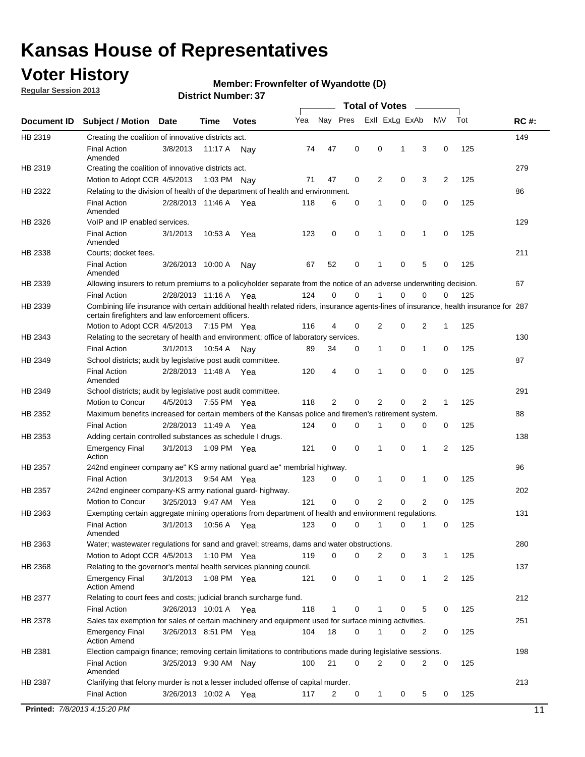# Kansas House of Representatives

## Voter History

**Regular Session 2013**

**Member: Frownfelter of Wyandotte (D)**

**District Number: 37**

| Document ID | Subject / Motion | Date | Time | Votes | Yea | Nay | Pres | ExII | ExLg | ExAb | N\V | Tot | RC #: |
|---|---|---|---|---|---|---|---|---|---|---|---|---|---|
| HB 2319 | Creating the coalition of innovative districts act. | | | | | | | | | | | | 149 |
| | Final Action Amended | 3/8/2013 | 11:17 A | Nay | 74 | 47 | 0 | 0 | 1 | 3 | 0 | 125 | |
| HB 2319 | Creating the coalition of innovative districts act. | | | | | | | | | | | | 279 |
| | Motion to Adopt CCR | 4/5/2013 | 1:03 PM | Nay | 71 | 47 | 0 | 2 | 0 | 3 | 2 | 125 | |
| HB 2322 | Relating to the division of health of the department of health and environment. | | | | | | | | | | | | 86 |
| | Final Action Amended | 2/28/2013 | 11:46 A | Yea | 118 | 6 | 0 | 1 | 0 | 0 | 0 | 125 | |
| HB 2326 | VoIP and IP enabled services. | | | | | | | | | | | | 129 |
| | Final Action Amended | 3/1/2013 | 10:53 A | Yea | 123 | 0 | 0 | 1 | 0 | 1 | 0 | 125 | |
| HB 2338 | Courts; docket fees. | | | | | | | | | | | | 211 |
| | Final Action Amended | 3/26/2013 | 10:00 A | Nay | 67 | 52 | 0 | 1 | 0 | 5 | 0 | 125 | |
| HB 2339 | Allowing insurers to return premiums to a policyholder separate from the notice of an adverse underwriting decision. | | | | | | | | | | | | 67 |
| | Final Action | 2/28/2013 | 11:16 A | Yea | 124 | 0 | 0 | 1 | 0 | 0 | 0 | 125 | |
| HB 2339 | Combining life insurance with certain additional health related riders, insurance agents-lines of insurance, health insurance for certain firefighters and law enforcement officers. | | | | | | | | | | | | 287 |
| | Motion to Adopt CCR | 4/5/2013 | 7:15 PM | Yea | 116 | 4 | 0 | 2 | 0 | 2 | 1 | 125 | |
| HB 2343 | Relating to the secretary of health and environment; office of laboratory services. | | | | | | | | | | | | 130 |
| | Final Action | 3/1/2013 | 10:54 A | Nay | 89 | 34 | 0 | 1 | 0 | 1 | 0 | 125 | |
| HB 2349 | School districts; audit by legislative post audit committee. | | | | | | | | | | | | 87 |
| | Final Action Amended | 2/28/2013 | 11:48 A | Yea | 120 | 4 | 0 | 1 | 0 | 0 | 0 | 125 | |
| HB 2349 | School districts; audit by legislative post audit committee. | | | | | | | | | | | | 291 |
| | Motion to Concur | 4/5/2013 | 7:55 PM | Yea | 118 | 2 | 0 | 2 | 0 | 2 | 1 | 125 | |
| HB 2352 | Maximum benefits increased for certain members of the Kansas police and firemen's retirement system. | | | | | | | | | | | | 88 |
| | Final Action | 2/28/2013 | 11:49 A | Yea | 124 | 0 | 0 | 1 | 0 | 0 | 0 | 125 | |
| HB 2353 | Adding certain controlled substances as schedule I drugs. | | | | | | | | | | | | 138 |
| | Emergency Final Action | 3/1/2013 | 1:09 PM | Yea | 121 | 0 | 0 | 1 | 0 | 1 | 2 | 125 | |
| HB 2357 | 242nd engineer company ae" KS army national guard ae" membrial highway. | | | | | | | | | | | | 96 |
| | Final Action | 3/1/2013 | 9:54 AM | Yea | 123 | 0 | 0 | 1 | 0 | 1 | 0 | 125 | |
| HB 2357 | 242nd engineer company-KS army national guard- highway. | | | | | | | | | | | | 202 |
| | Motion to Concur | 3/25/2013 | 9:47 AM | Yea | 121 | 0 | 0 | 2 | 0 | 2 | 0 | 125 | |
| HB 2363 | Exempting certain aggregate mining operations from department of health and environment regulations. | | | | | | | | | | | | 131 |
| | Final Action Amended | 3/1/2013 | 10:56 A | Yea | 123 | 0 | 0 | 1 | 0 | 1 | 0 | 125 | |
| HB 2363 | Water; wastewater regulations for sand and gravel; streams, dams and water obstructions. | | | | | | | | | | | | 280 |
| | Motion to Adopt CCR | 4/5/2013 | 1:10 PM | Yea | 119 | 0 | 0 | 2 | 0 | 3 | 1 | 125 | |
| HB 2368 | Relating to the governor's mental health services planning council. | | | | | | | | | | | | 137 |
| | Emergency Final Action Amend | 3/1/2013 | 1:08 PM | Yea | 121 | 0 | 0 | 1 | 0 | 1 | 2 | 125 | |
| HB 2377 | Relating to court fees and costs; judicial branch surcharge fund. | | | | | | | | | | | | 212 |
| | Final Action | 3/26/2013 | 10:01 A | Yea | 118 | 1 | 0 | 1 | 0 | 5 | 0 | 125 | |
| HB 2378 | Sales tax exemption for sales of certain machinery and equipment used for surface mining activities. | | | | | | | | | | | | 251 |
| | Emergency Final Action Amend | 3/26/2013 | 8:51 PM | Yea | 104 | 18 | 0 | 1 | 0 | 2 | 0 | 125 | |
| HB 2381 | Election campaign finance; removing certain limitations to contributions made during legislative sessions. | | | | | | | | | | | | 198 |
| | Final Action Amended | 3/25/2013 | 9:30 AM | Nay | 100 | 21 | 0 | 2 | 0 | 2 | 0 | 125 | |
| HB 2387 | Clarifying that felony murder is not a lesser included offense of capital murder. | | | | | | | | | | | | 213 |
| | Final Action | 3/26/2013 | 10:02 A | Yea | 117 | 2 | 0 | 1 | 0 | 5 | 0 | 125 | |

**Printed:** *7/8/2013 4:15:20 PM*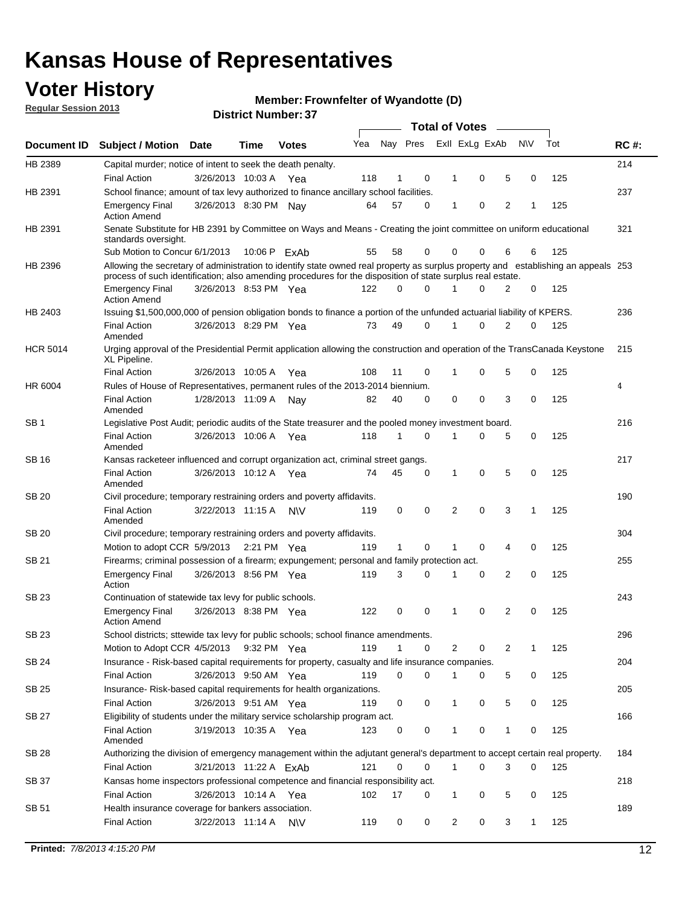# Kansas House of Representatives

## Voter History

**Regular Session 2013**

**Member: Frownfelter of Wyandotte (D)**

**District Number: 37**

| Document ID | Subject / Motion | Date | Time | Votes | Yea | Nay | Pres | ExII | ExLg | ExAb | N\V | Tot | RC #: |
|---|---|---|---|---|---|---|---|---|---|---|---|---|---|
| HB 2389 | Capital murder; notice of intent to seek the death penalty. | | | | | | | | | | | | 214 |
| | Final Action | 3/26/2013 | 10:03 A | Yea | 118 | 1 | 0 | 1 | 0 | 5 | 0 | 125 | |
| HB 2391 | School finance; amount of tax levy authorized to finance ancillary school facilities. | | | | | | | | | | | | 237 |
| | Emergency Final Action Amend | 3/26/2013 | 8:30 PM | Nay | 64 | 57 | 0 | 1 | 0 | 2 | 1 | 125 | |
| HB 2391 | Senate Substitute for HB 2391 by Committee on Ways and Means - Creating the joint committee on uniform educational standards oversight. | | | | | | | | | | | | 321 |
| | Sub Motion to Concur | 6/1/2013 | 10:06 P | ExAb | 55 | 58 | 0 | 0 | 0 | 6 | 6 | 125 | |
| HB 2396 | Allowing the secretary of administration to identify state owned real property as surplus property and establishing an appeals process of such identification; also amending procedures for the disposition of state surplus real estate. | | | | | | | | | | | | 253 |
| | Emergency Final Action Amend | 3/26/2013 | 8:53 PM | Yea | 122 | 0 | 0 | 1 | 0 | 2 | 0 | 125 | |
| HB 2403 | Issuing $1,500,000,000 of pension obligation bonds to finance a portion of the unfunded actuarial liability of KPERS. | | | | | | | | | | | | 236 |
| | Final Action Amended | 3/26/2013 | 8:29 PM | Yea | 73 | 49 | 0 | 1 | 0 | 2 | 0 | 125 | |
| HCR 5014 | Urging approval of the Presidential Permit application allowing the construction and operation of the TransCanada Keystone XL Pipeline. | | | | | | | | | | | | 215 |
| | Final Action | 3/26/2013 | 10:05 A | Yea | 108 | 11 | 0 | 1 | 0 | 5 | 0 | 125 | |
| HR 6004 | Rules of House of Representatives, permanent rules of the 2013-2014 biennium. | | | | | | | | | | | | 4 |
| | Final Action Amended | 1/28/2013 | 11:09 A | Nay | 82 | 40 | 0 | 0 | 0 | 3 | 0 | 125 | |
| SB 1 | Legislative Post Audit; periodic audits of the State treasurer and the pooled money investment board. | | | | | | | | | | | | 216 |
| | Final Action Amended | 3/26/2013 | 10:06 A | Yea | 118 | 1 | 0 | 1 | 0 | 5 | 0 | 125 | |
| SB 16 | Kansas racketeer influenced and corrupt organization act, criminal street gangs. | | | | | | | | | | | | 217 |
| | Final Action Amended | 3/26/2013 | 10:12 A | Yea | 74 | 45 | 0 | 1 | 0 | 5 | 0 | 125 | |
| SB 20 | Civil procedure; temporary restraining orders and poverty affidavits. | | | | | | | | | | | | 190 |
| | Final Action Amended | 3/22/2013 | 11:15 A | N\V | 119 | 0 | 0 | 2 | 0 | 3 | 1 | 125 | |
| SB 20 | Civil procedure; temporary restraining orders and poverty affidavits. | | | | | | | | | | | | 304 |
| | Motion to adopt CCR | 5/9/2013 | 2:21 PM | Yea | 119 | 1 | 0 | 1 | 0 | 4 | 0 | 125 | |
| SB 21 | Firearms; criminal possession of a firearm; expungement; personal and family protection act. | | | | | | | | | | | | 255 |
| | Emergency Final Action | 3/26/2013 | 8:56 PM | Yea | 119 | 3 | 0 | 1 | 0 | 2 | 0 | 125 | |
| SB 23 | Continuation of statewide tax levy for public schools. | | | | | | | | | | | | 243 |
| | Emergency Final Action Amend | 3/26/2013 | 8:38 PM | Yea | 122 | 0 | 0 | 1 | 0 | 2 | 0 | 125 | |
| SB 23 | School districts; sttewide tax levy for public schools; school finance amendments. | | | | | | | | | | | | 296 |
| | Motion to Adopt CCR | 4/5/2013 | 9:32 PM | Yea | 119 | 1 | 0 | 2 | 0 | 2 | 1 | 125 | |
| SB 24 | Insurance - Risk-based capital requirements for property, casualty and life insurance companies. | | | | | | | | | | | | 204 |
| | Final Action | 3/26/2013 | 9:50 AM | Yea | 119 | 0 | 0 | 1 | 0 | 5 | 0 | 125 | |
| SB 25 | Insurance- Risk-based capital requirements for health organizations. | | | | | | | | | | | | 205 |
| | Final Action | 3/26/2013 | 9:51 AM | Yea | 119 | 0 | 0 | 1 | 0 | 5 | 0 | 125 | |
| SB 27 | Eligibility of students under the military service scholarship program act. | | | | | | | | | | | | 166 |
| | Final Action Amended | 3/19/2013 | 10:35 A | Yea | 123 | 0 | 0 | 1 | 0 | 1 | 0 | 125 | |
| SB 28 | Authorizing the division of emergency management within the adjutant general's department to accept certain real property. | | | | | | | | | | | | 184 |
| | Final Action | 3/21/2013 | 11:22 A | ExAb | 121 | 0 | 0 | 1 | 0 | 3 | 0 | 125 | |
| SB 37 | Kansas home inspectors professional competence and financial responsibility act. | | | | | | | | | | | | 218 |
| | Final Action | 3/26/2013 | 10:14 A | Yea | 102 | 17 | 0 | 1 | 0 | 5 | 0 | 125 | |
| SB 51 | Health insurance coverage for bankers association. | | | | | | | | | | | | 189 |
| | Final Action | 3/22/2013 | 11:14 A | N\V | 119 | 0 | 0 | 2 | 0 | 3 | 1 | 125 | |

**Printed:** *7/8/2013 4:15:20 PM*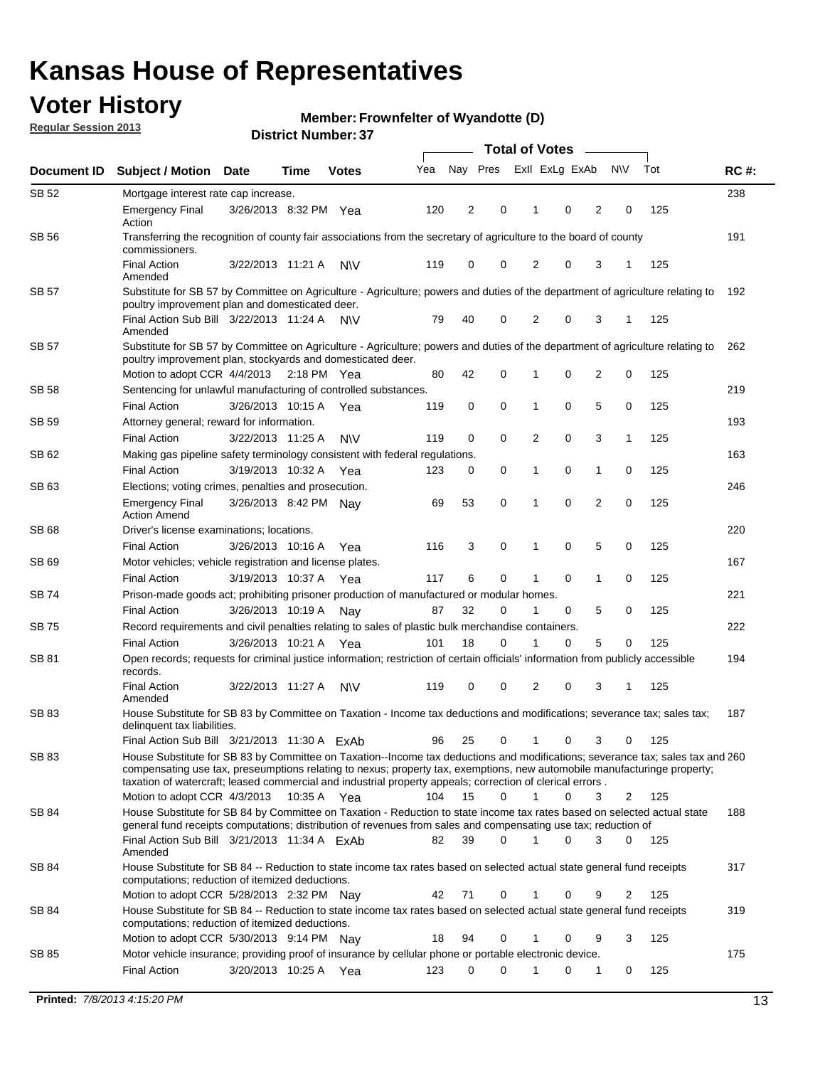# Kansas House of Representatives

## Voter History

**Regular Session 2013**

**Member: Frownfelter of Wyandotte (D)**

**District Number: 37**

| Document ID | Subject / Motion | Date | Time | Votes | Yea | Nay | Pres | ExII | ExLg | ExAb | N\V | Tot | RC #: |
|---|---|---|---|---|---|---|---|---|---|---|---|---|---|
| SB 52 | Mortgage interest rate cap increase. | | | | | | | | | | | | 238 |
| | Emergency Final Action | 3/26/2013 | 8:32 PM | Yea | 120 | 2 | 0 | 1 | 0 | 2 | 0 | 125 | |
| SB 56 | Transferring the recognition of county fair associations from the secretary of agriculture to the board of county commissioners. | | | | | | | | | | | | 191 |
| | Final Action Amended | 3/22/2013 | 11:21 A | N\V | 119 | 0 | 0 | 2 | 0 | 3 | 1 | 125 | |
| SB 57 | Substitute for SB 57 by Committee on Agriculture - Agriculture; powers and duties of the department of agriculture relating to poultry improvement plan and domesticated deer. | | | | | | | | | | | | 192 |
| | Final Action Sub Bill Amended | 3/22/2013 | 11:24 A | N\V | 79 | 40 | 0 | 2 | 0 | 3 | 1 | 125 | |
| SB 57 | Substitute for SB 57 by Committee on Agriculture - Agriculture; powers and duties of the department of agriculture relating to poultry improvement plan, stockyards and domesticated deer. | | | | | | | | | | | | 262 |
| | Motion to adopt CCR | 4/4/2013 | 2:18 PM | Yea | 80 | 42 | 0 | 1 | 0 | 2 | 0 | 125 | |
| SB 58 | Sentencing for unlawful manufacturing of controlled substances. | | | | | | | | | | | | 219 |
| | Final Action | 3/26/2013 | 10:15 A | Yea | 119 | 0 | 0 | 1 | 0 | 5 | 0 | 125 | |
| SB 59 | Attorney general; reward for information. | | | | | | | | | | | | 193 |
| | Final Action | 3/22/2013 | 11:25 A | N\V | 119 | 0 | 0 | 2 | 0 | 3 | 1 | 125 | |
| SB 62 | Making gas pipeline safety terminology consistent with federal regulations. | | | | | | | | | | | | 163 |
| | Final Action | 3/19/2013 | 10:32 A | Yea | 123 | 0 | 0 | 1 | 0 | 1 | 0 | 125 | |
| SB 63 | Elections; voting crimes, penalties and prosecution. | | | | | | | | | | | | 246 |
| | Emergency Final Action Amend | 3/26/2013 | 8:42 PM | Nay | 69 | 53 | 0 | 1 | 0 | 2 | 0 | 125 | |
| SB 68 | Driver's license examinations; locations. | | | | | | | | | | | | 220 |
| | Final Action | 3/26/2013 | 10:16 A | Yea | 116 | 3 | 0 | 1 | 0 | 5 | 0 | 125 | |
| SB 69 | Motor vehicles; vehicle registration and license plates. | | | | | | | | | | | | 167 |
| | Final Action | 3/19/2013 | 10:37 A | Yea | 117 | 6 | 0 | 1 | 0 | 1 | 0 | 125 | |
| SB 74 | Prison-made goods act; prohibiting prisoner production of manufactured or modular homes. | | | | | | | | | | | | 221 |
| | Final Action | 3/26/2013 | 10:19 A | Nay | 87 | 32 | 0 | 1 | 0 | 5 | 0 | 125 | |
| SB 75 | Record requirements and civil penalties relating to sales of plastic bulk merchandise containers. | | | | | | | | | | | | 222 |
| | Final Action | 3/26/2013 | 10:21 A | Yea | 101 | 18 | 0 | 1 | 0 | 5 | 0 | 125 | |
| SB 81 | Open records; requests for criminal justice information; restriction of certain officials' information from publicly accessible records. | | | | | | | | | | | | 194 |
| | Final Action Amended | 3/22/2013 | 11:27 A | N\V | 119 | 0 | 0 | 2 | 0 | 3 | 1 | 125 | |
| SB 83 | House Substitute for SB 83 by Committee on Taxation - Income tax deductions and modifications; severance tax; sales tax; delinquent tax liabilities. | | | | | | | | | | | | 187 |
| | Final Action Sub Bill | 3/21/2013 | 11:30 A | ExAb | 96 | 25 | 0 | 1 | 0 | 3 | 0 | 125 | |
| SB 83 | House Substitute for SB 83 by Committee on Taxation--Income tax deductions and modifications; severance tax; sales tax and compensating use tax, preseumptions relating to nexus; property tax, exemptions, new automobile manufacturinge property; taxation of watercraft; leased commercial and industrial property appeals; correction of clerical errors . | | | | | | | | | | | | 260 |
| | Motion to adopt CCR | 4/3/2013 | 10:35 A | Yea | 104 | 15 | 0 | 1 | 0 | 3 | 2 | 125 | |
| SB 84 | House Substitute for SB 84 by Committee on Taxation - Reduction to state income tax rates based on selected actual state general fund receipts computations; distribution of revenues from sales and compensating use tax; reduction of | | | | | | | | | | | | 188 |
| | Final Action Sub Bill Amended | 3/21/2013 | 11:34 A | ExAb | 82 | 39 | 0 | 1 | 0 | 3 | 0 | 125 | |
| SB 84 | House Substitute for SB 84 -- Reduction to state income tax rates based on selected actual state general fund receipts computations; reduction of itemized deductions. | | | | | | | | | | | | 317 |
| | Motion to adopt CCR | 5/28/2013 | 2:32 PM | Nay | 42 | 71 | 0 | 1 | 0 | 9 | 2 | 125 | |
| SB 84 | House Substitute for SB 84 -- Reduction to state income tax rates based on selected actual state general fund receipts computations; reduction of itemized deductions. | | | | | | | | | | | | 319 |
| | Motion to adopt CCR | 5/30/2013 | 9:14 PM | Nay | 18 | 94 | 0 | 1 | 0 | 9 | 3 | 125 | |
| SB 85 | Motor vehicle insurance; providing proof of insurance by cellular phone or portable electronic device. | | | | | | | | | | | | 175 |
| | Final Action | 3/20/2013 | 10:25 A | Yea | 123 | 0 | 0 | 1 | 0 | 1 | 0 | 125 | |

**Printed:** 7/8/2013 4:15:20 PM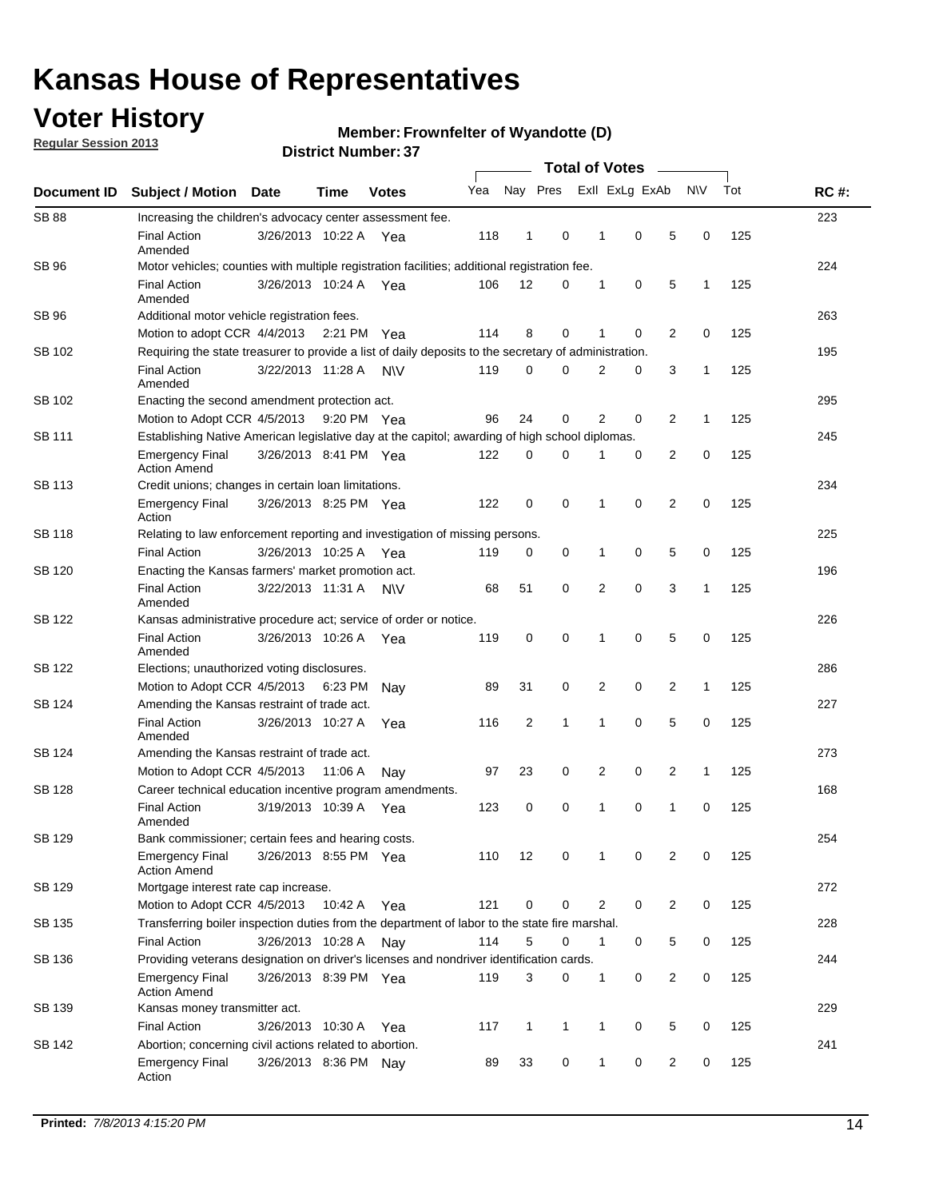# Kansas House of Representatives

## Voter History

**Regular Session 2013**

**Member: Frownfelter of Wyandotte (D)**

**District Number: 37**

| Document ID | Subject / Motion | Date | Time | Votes | Yea | Nay | Pres | ExII | ExLg | ExAb | N\V | Tot | RC #: |
|---|---|---|---|---|---|---|---|---|---|---|---|---|---|
| SB 88 | Increasing the children's advocacy center assessment fee. | | | | | | | | | | | | 223 |
| | Final Action Amended | 3/26/2013 | 10:22 A | Yea | 118 | 1 | 0 | 1 | 0 | 5 | 0 | 125 | |
| SB 96 | Motor vehicles; counties with multiple registration facilities; additional registration fee. | | | | | | | | | | | | 224 |
| | Final Action Amended | 3/26/2013 | 10:24 A | Yea | 106 | 12 | 0 | 1 | 0 | 5 | 1 | 125 | |
| SB 96 | Additional motor vehicle registration fees. | | | | | | | | | | | | 263 |
| | Motion to adopt CCR | 4/4/2013 | 2:21 PM | Yea | 114 | 8 | 0 | 1 | 0 | 2 | 0 | 125 | |
| SB 102 | Requiring the state treasurer to provide a list of daily deposits to the secretary of administration. | | | | | | | | | | | | 195 |
| | Final Action Amended | 3/22/2013 | 11:28 A | N\V | 119 | 0 | 0 | 2 | 0 | 3 | 1 | 125 | |
| SB 102 | Enacting the second amendment protection act. | | | | | | | | | | | | 295 |
| | Motion to Adopt CCR | 4/5/2013 | 9:20 PM | Yea | 96 | 24 | 0 | 2 | 0 | 2 | 1 | 125 | |
| SB 111 | Establishing Native American legislative day at the capitol; awarding of high school diplomas. | | | | | | | | | | | | 245 |
| | Emergency Final Action Amend | 3/26/2013 | 8:41 PM | Yea | 122 | 0 | 0 | 1 | 0 | 2 | 0 | 125 | |
| SB 113 | Credit unions; changes in certain loan limitations. | | | | | | | | | | | | 234 |
| | Emergency Final Action | 3/26/2013 | 8:25 PM | Yea | 122 | 0 | 0 | 1 | 0 | 2 | 0 | 125 | |
| SB 118 | Relating to law enforcement reporting and investigation of missing persons. | | | | | | | | | | | | 225 |
| | Final Action | 3/26/2013 | 10:25 A | Yea | 119 | 0 | 0 | 1 | 0 | 5 | 0 | 125 | |
| SB 120 | Enacting the Kansas farmers' market promotion act. | | | | | | | | | | | | 196 |
| | Final Action Amended | 3/22/2013 | 11:31 A | N\V | 68 | 51 | 0 | 2 | 0 | 3 | 1 | 125 | |
| SB 122 | Kansas administrative procedure act; service of order or notice. | | | | | | | | | | | | 226 |
| | Final Action Amended | 3/26/2013 | 10:26 A | Yea | 119 | 0 | 0 | 1 | 0 | 5 | 0 | 125 | |
| SB 122 | Elections; unauthorized voting disclosures. | | | | | | | | | | | | 286 |
| | Motion to Adopt CCR | 4/5/2013 | 6:23 PM | Nay | 89 | 31 | 0 | 2 | 0 | 2 | 1 | 125 | |
| SB 124 | Amending the Kansas restraint of trade act. | | | | | | | | | | | | 227 |
| | Final Action Amended | 3/26/2013 | 10:27 A | Yea | 116 | 2 | 1 | 1 | 0 | 5 | 0 | 125 | |
| SB 124 | Amending the Kansas restraint of trade act. | | | | | | | | | | | | 273 |
| | Motion to Adopt CCR | 4/5/2013 | 11:06 A | Nay | 97 | 23 | 0 | 2 | 0 | 2 | 1 | 125 | |
| SB 128 | Career technical education incentive program amendments. | | | | | | | | | | | | 168 |
| | Final Action Amended | 3/19/2013 | 10:39 A | Yea | 123 | 0 | 0 | 1 | 0 | 1 | 0 | 125 | |
| SB 129 | Bank commissioner; certain fees and hearing costs. | | | | | | | | | | | | 254 |
| | Emergency Final Action Amend | 3/26/2013 | 8:55 PM | Yea | 110 | 12 | 0 | 1 | 0 | 2 | 0 | 125 | |
| SB 129 | Mortgage interest rate cap increase. | | | | | | | | | | | | 272 |
| | Motion to Adopt CCR | 4/5/2013 | 10:42 A | Yea | 121 | 0 | 0 | 2 | 0 | 2 | 0 | 125 | |
| SB 135 | Transferring boiler inspection duties from the department of labor to the state fire marshal. | | | | | | | | | | | | 228 |
| | Final Action | 3/26/2013 | 10:28 A | Nay | 114 | 5 | 0 | 1 | 0 | 5 | 0 | 125 | |
| SB 136 | Providing veterans designation on driver's licenses and nondriver identification cards. | | | | | | | | | | | | 244 |
| | Emergency Final Action Amend | 3/26/2013 | 8:39 PM | Yea | 119 | 3 | 0 | 1 | 0 | 2 | 0 | 125 | |
| SB 139 | Kansas money transmitter act. | | | | | | | | | | | | 229 |
| | Final Action | 3/26/2013 | 10:30 A | Yea | 117 | 1 | 1 | 1 | 0 | 5 | 0 | 125 | |
| SB 142 | Abortion; concerning civil actions related to abortion. | | | | | | | | | | | | 241 |
| | Emergency Final Action | 3/26/2013 | 8:36 PM | Nay | 89 | 33 | 0 | 1 | 0 | 2 | 0 | 125 | |

**Printed:** *7/8/2013 4:15:20 PM*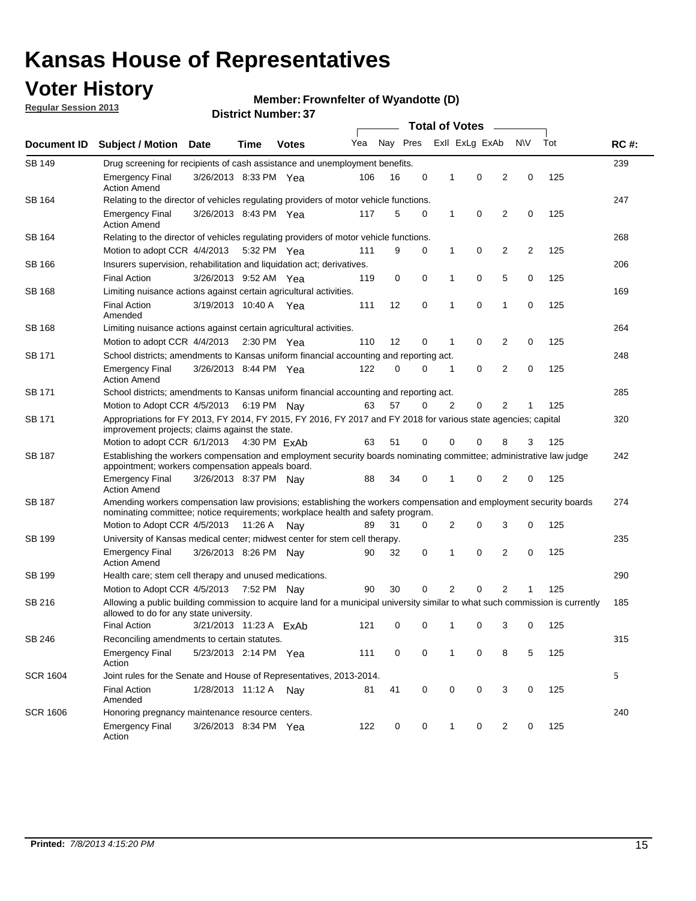# Kansas House of Representatives

## Voter History

**Regular Session 2013**

**Member: Frownfelter of Wyandotte (D)**

**District Number: 37**

| Document ID | Subject / Motion | Date | Time | Votes | Yea | Nay | Pres | ExII | ExLg | ExAb | N\V | Tot | RC #: |
|---|---|---|---|---|---|---|---|---|---|---|---|---|---|
| SB 149 | Drug screening for recipients of cash assistance and unemployment benefits. | | | | | | | | | | | | 239 |
| | Emergency Final Action Amend | 3/26/2013 | 8:33 PM | Yea | 106 | 16 | 0 | 1 | 0 | 2 | 0 | 125 | |
| SB 164 | Relating to the director of vehicles regulating providers of motor vehicle functions. | | | | | | | | | | | | 247 |
| | Emergency Final Action Amend | 3/26/2013 | 8:43 PM | Yea | 117 | 5 | 0 | 1 | 0 | 2 | 0 | 125 | |
| SB 164 | Relating to the director of vehicles regulating providers of motor vehicle functions. | | | | | | | | | | | | 268 |
| | Motion to adopt CCR | 4/4/2013 | 5:32 PM | Yea | 111 | 9 | 0 | 1 | 0 | 2 | 2 | 125 | |
| SB 166 | Insurers supervision, rehabilitation and liquidation act; derivatives. | | | | | | | | | | | | 206 |
| | Final Action | 3/26/2013 | 9:52 AM | Yea | 119 | 0 | 0 | 1 | 0 | 5 | 0 | 125 | |
| SB 168 | Limiting nuisance actions against certain agricultural activities. | | | | | | | | | | | | 169 |
| | Final Action Amended | 3/19/2013 | 10:40 A | Yea | 111 | 12 | 0 | 1 | 0 | 1 | 0 | 125 | |
| SB 168 | Limiting nuisance actions against certain agricultural activities. | | | | | | | | | | | | 264 |
| | Motion to adopt CCR | 4/4/2013 | 2:30 PM | Yea | 110 | 12 | 0 | 1 | 0 | 2 | 0 | 125 | |
| SB 171 | School districts; amendments to Kansas uniform financial accounting and reporting act. | | | | | | | | | | | | 248 |
| | Emergency Final Action Amend | 3/26/2013 | 8:44 PM | Yea | 122 | 0 | 0 | 1 | 0 | 2 | 0 | 125 | |
| SB 171 | School districts; amendments to Kansas uniform financial accounting and reporting act. | | | | | | | | | | | | 285 |
| | Motion to Adopt CCR | 4/5/2013 | 6:19 PM | Nay | 63 | 57 | 0 | 2 | 0 | 2 | 1 | 125 | |
| SB 171 | Appropriations for FY 2013, FY 2014, FY 2015, FY 2016, FY 2017 and FY 2018 for various state agencies; capital improvement projects; claims against the state. | | | | | | | | | | | | 320 |
| | Motion to adopt CCR | 6/1/2013 | 4:30 PM | ExAb | 63 | 51 | 0 | 0 | 0 | 8 | 3 | 125 | |
| SB 187 | Establishing the workers compensation and employment security boards nominating committee; administrative law judge appointment; workers compensation appeals board. | | | | | | | | | | | | 242 |
| | Emergency Final Action Amend | 3/26/2013 | 8:37 PM | Nay | 88 | 34 | 0 | 1 | 0 | 2 | 0 | 125 | |
| SB 187 | Amending workers compensation law provisions; establishing the workers compensation and employment security boards nominating committee; notice requirements; workplace health and safety program. | | | | | | | | | | | | 274 |
| | Motion to Adopt CCR | 4/5/2013 | 11:26 A | Nay | 89 | 31 | 0 | 2 | 0 | 3 | 0 | 125 | |
| SB 199 | University of Kansas medical center; midwest center for stem cell therapy. | | | | | | | | | | | | 235 |
| | Emergency Final Action Amend | 3/26/2013 | 8:26 PM | Nay | 90 | 32 | 0 | 1 | 0 | 2 | 0 | 125 | |
| SB 199 | Health care; stem cell therapy and unused medications. | | | | | | | | | | | | 290 |
| | Motion to Adopt CCR | 4/5/2013 | 7:52 PM | Nay | 90 | 30 | 0 | 2 | 0 | 2 | 1 | 125 | |
| SB 216 | Allowing a public building commission to acquire land for a municipal university similar to what such commission is currently allowed to do for any state university. | | | | | | | | | | | | 185 |
| | Final Action | 3/21/2013 | 11:23 A | ExAb | 121 | 0 | 0 | 1 | 0 | 3 | 0 | 125 | |
| SB 246 | Reconciling amendments to certain statutes. | | | | | | | | | | | | 315 |
| | Emergency Final Action | 5/23/2013 | 2:14 PM | Yea | 111 | 0 | 0 | 1 | 0 | 8 | 5 | 125 | |
| SCR 1604 | Joint rules for the Senate and House of Representatives, 2013-2014. | | | | | | | | | | | | 5 |
| | Final Action Amended | 1/28/2013 | 11:12 A | Nay | 81 | 41 | 0 | 0 | 0 | 3 | 0 | 125 | |
| SCR 1606 | Honoring pregnancy maintenance resource centers. | | | | | | | | | | | | 240 |
| | Emergency Final Action | 3/26/2013 | 8:34 PM | Yea | 122 | 0 | 0 | 1 | 0 | 2 | 0 | 125 | |

**Printed:** *7/8/2013 4:15:20 PM*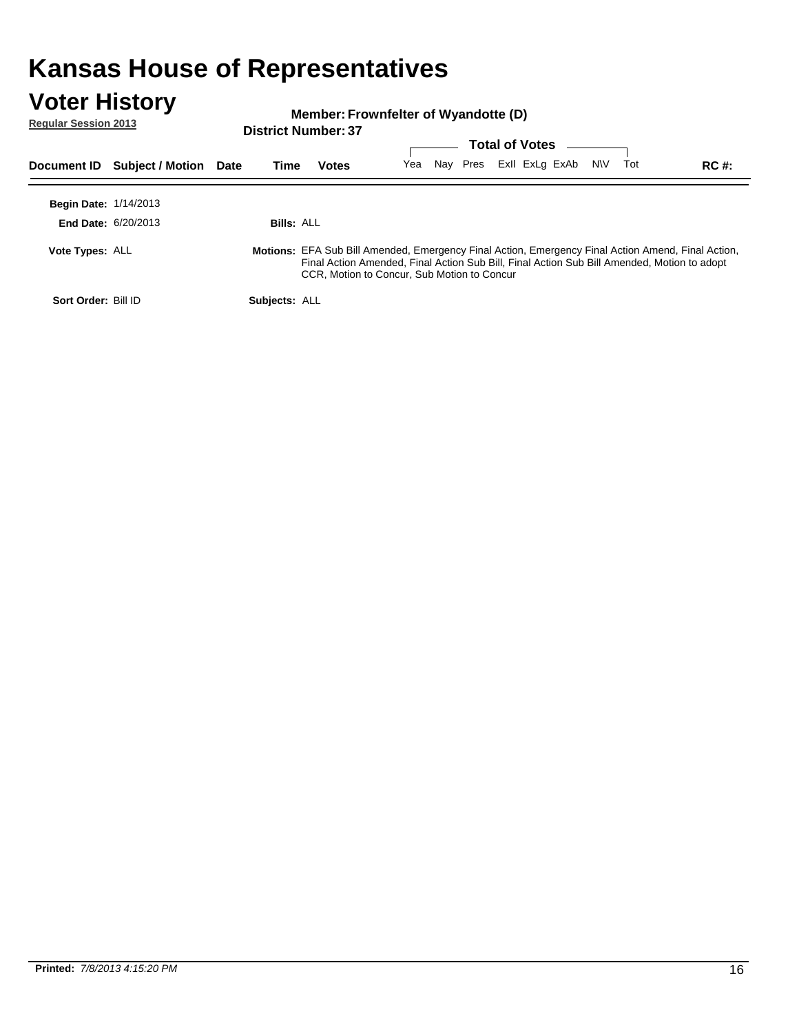# Kansas House of Representatives

## Voter History

**Regular Session 2013**

**Member: Frownfelter of Wyandotte (D)**

**District Number: 37**

| Document ID | Subject / Motion | Date | Time | Votes | Total of Votes: Yea | Nay | Pres | ExII | ExLg | ExAb | N\V | Tot | RC #: |
|---|---|---|---|---|---|---|---|---|---|---|---|---|---|

**Begin Date:** 1/14/2013

**End Date:** 6/20/2013

**Bills:** ALL

**Vote Types:** ALL

**Motions:** EFA Sub Bill Amended, Emergency Final Action, Emergency Final Action Amend, Final Action, Final Action Amended, Final Action Sub Bill, Final Action Sub Bill Amended, Motion to adopt CCR, Motion to Concur, Sub Motion to Concur

**Sort Order:** Bill ID

**Subjects:** ALL

**Printed:** *7/8/2013 4:15:20 PM*